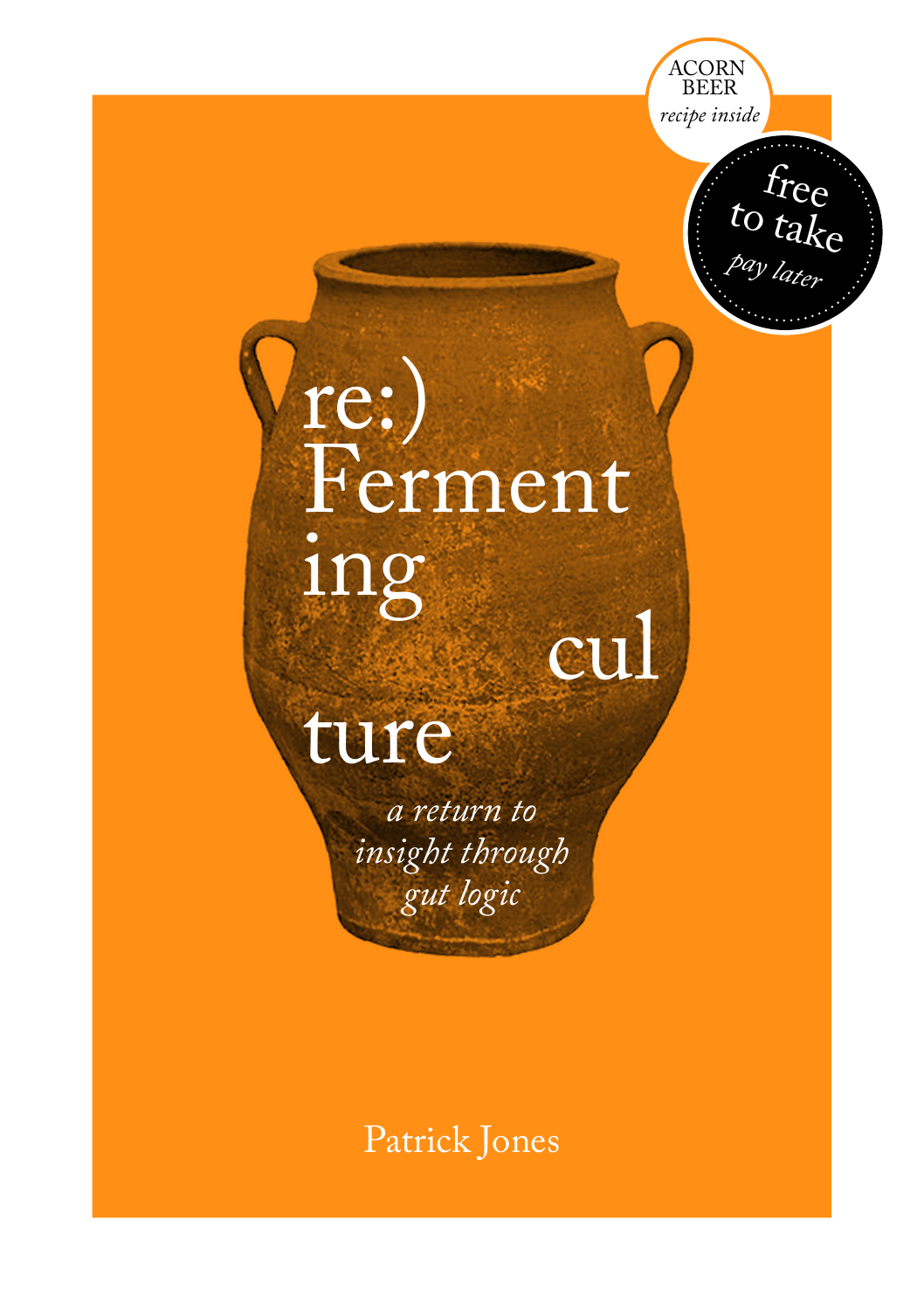ACORN BEER
*recipe inside*

free to take
*pay later*

# re:) Ferment ing cul ture

*a return to insight through gut logic*

Patrick Jones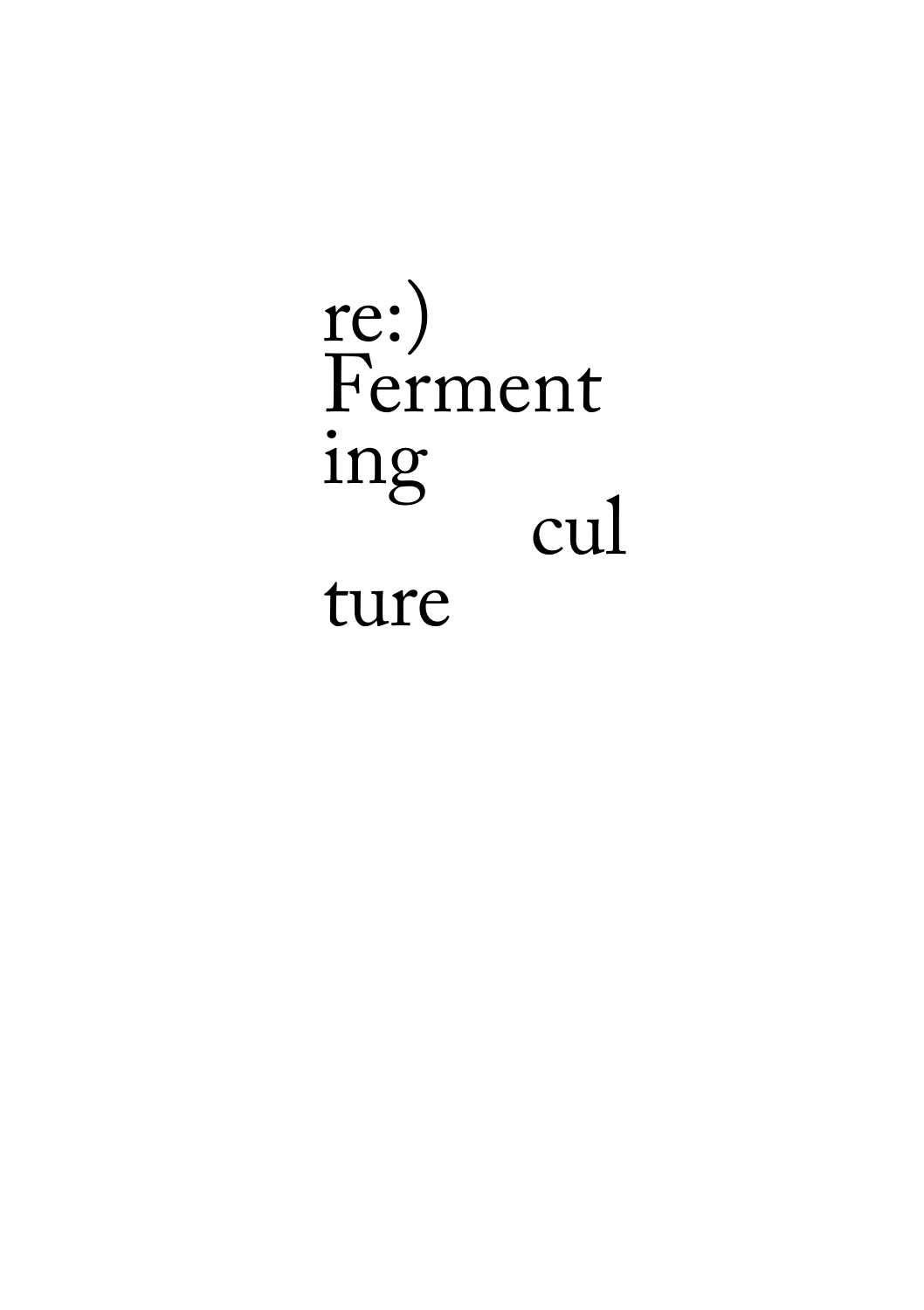re:)
Ferment
ing
cul
ture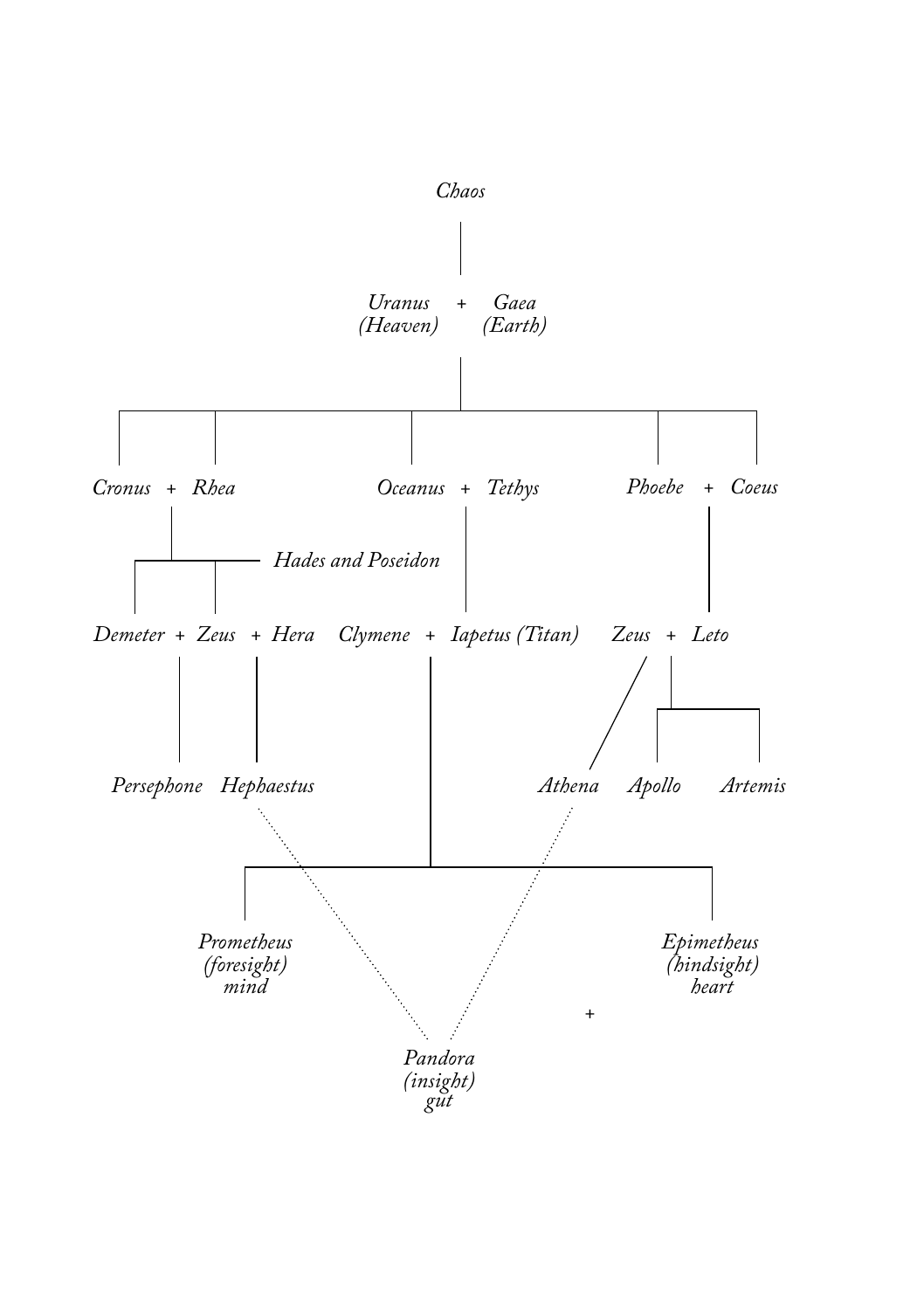*Chaos*

*Uranus* + *Gaea*
*(Heaven)* *(Earth)*

*Cronus* + *Rhea*

*Oceanus* + *Tethys*

*Phoebe* + *Coeus*

*Hades and Poseidon*

*Demeter* + *Zeus* + *Hera*

*Clymene* + *Iapetus (Titan)*

*Zeus* + *Leto*

*Persephone*

*Hephaestus*

*Athena*

*Apollo*

*Artemis*

*Prometheus*
*(foresight)*
*mind*

*Epimetheus*
*(hindsight)*
*heart*

+

*Pandora*
*(insight)*
*gut*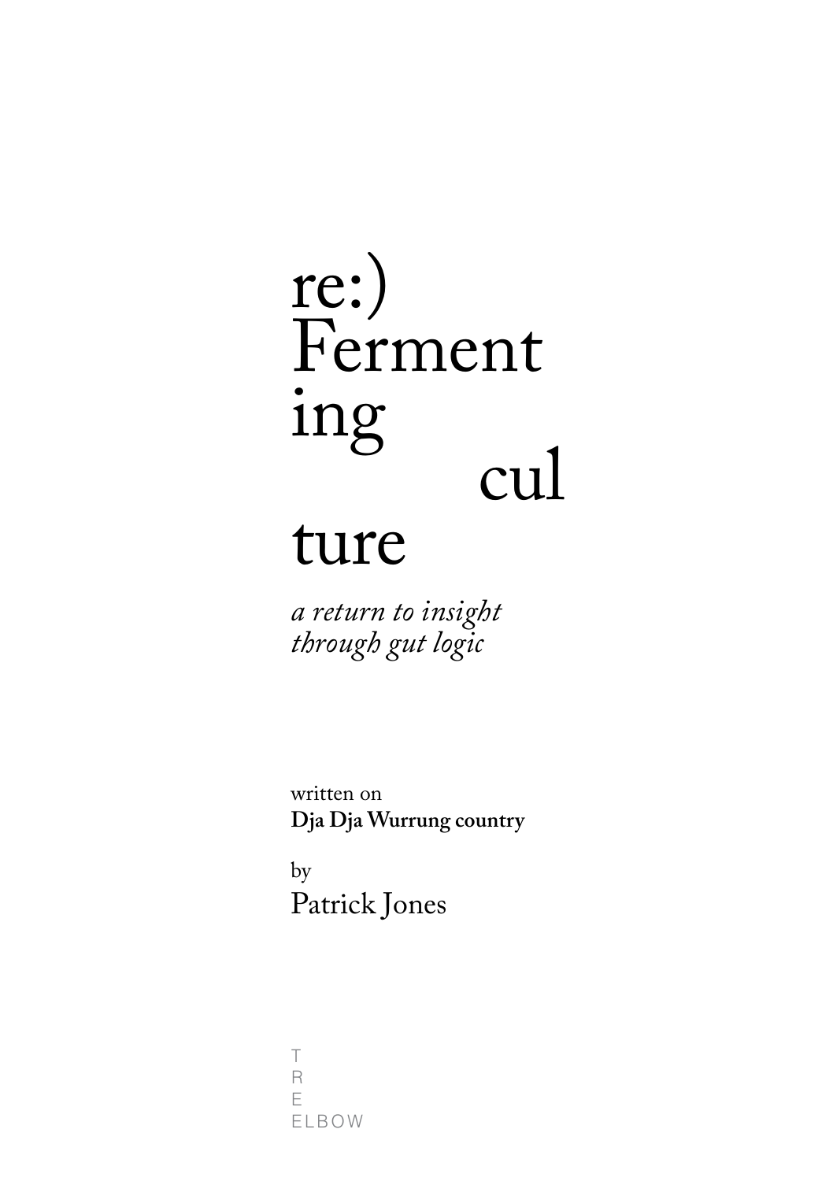# re:) Ferment ing cul ture

*a return to insight through gut logic*

written on
**Dja Dja Wurrung country**

by
Patrick Jones

T
R
E
ELBOW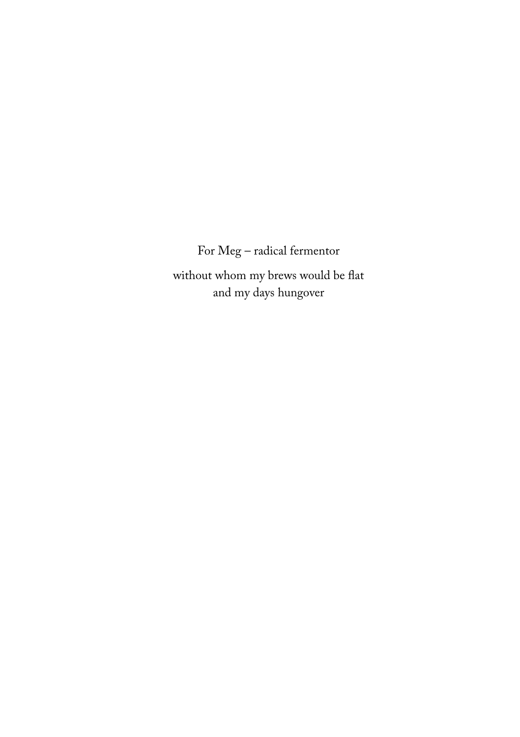For Meg – radical fermentor

without whom my brews would be flat
and my days hungover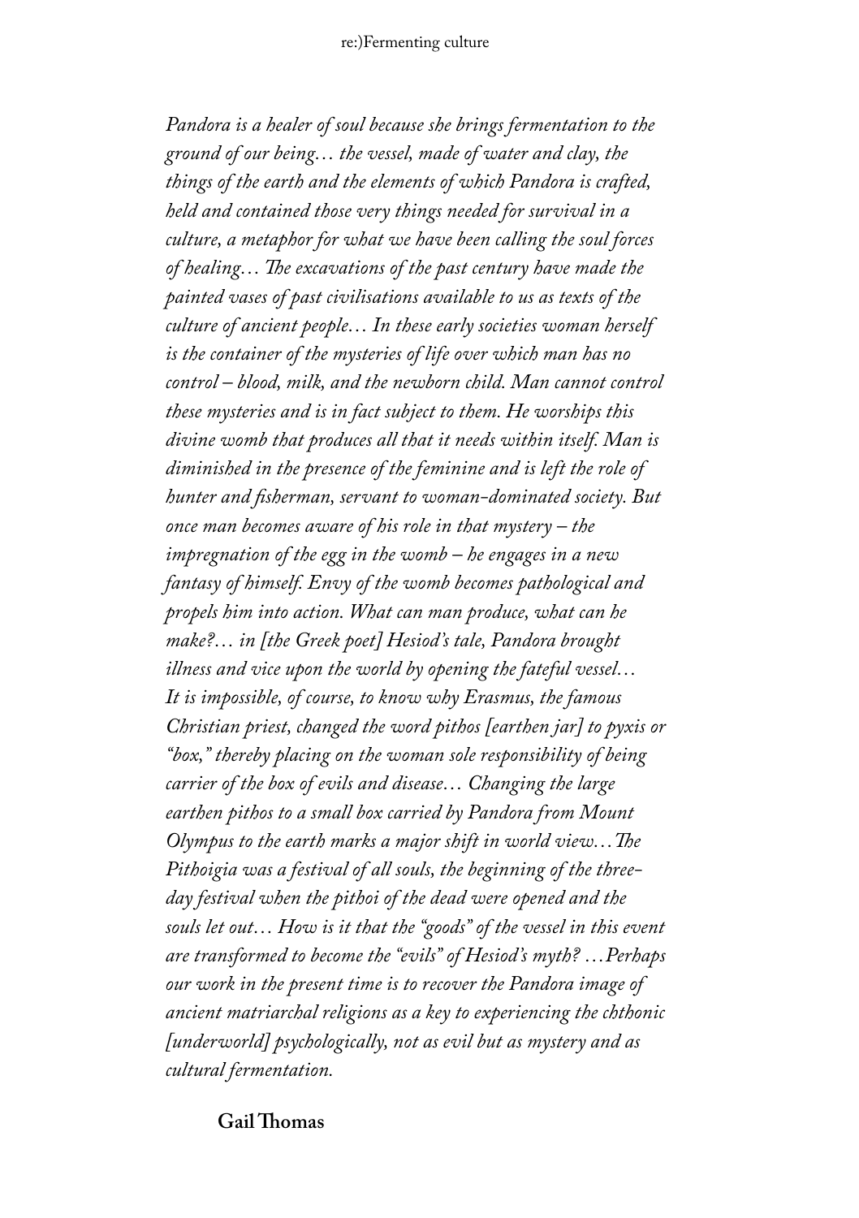*Pandora is a healer of soul because she brings fermentation to the ground of our being… the vessel, made of water and clay, the things of the earth and the elements of which Pandora is crafted, held and contained those very things needed for survival in a culture, a metaphor for what we have been calling the soul forces of healing… The excavations of the past century have made the painted vases of past civilisations available to us as texts of the culture of ancient people… In these early societies woman herself is the container of the mysteries of life over which man has no control – blood, milk, and the newborn child. Man cannot control these mysteries and is in fact subject to them. He worships this divine womb that produces all that it needs within itself. Man is diminished in the presence of the feminine and is left the role of hunter and fisherman, servant to woman-dominated society. But once man becomes aware of his role in that mystery – the impregnation of the egg in the womb – he engages in a new fantasy of himself. Envy of the womb becomes pathological and propels him into action. What can man produce, what can he make?… in [the Greek poet] Hesiod's tale, Pandora brought illness and vice upon the world by opening the fateful vessel… It is impossible, of course, to know why Erasmus, the famous Christian priest, changed the word pithos [earthen jar] to pyxis or "box," thereby placing on the woman sole responsibility of being carrier of the box of evils and disease… Changing the large earthen pithos to a small box carried by Pandora from Mount Olympus to the earth marks a major shift in world view…The Pithoigia was a festival of all souls, the beginning of the three-day festival when the pithoi of the dead were opened and the souls let out… How is it that the "goods" of the vessel in this event are transformed to become the "evils" of Hesiod's myth? …Perhaps our work in the present time is to recover the Pandora image of ancient matriarchal religions as a key to experiencing the chthonic [underworld] psychologically, not as evil but as mystery and as cultural fermentation.*

**Gail Thomas**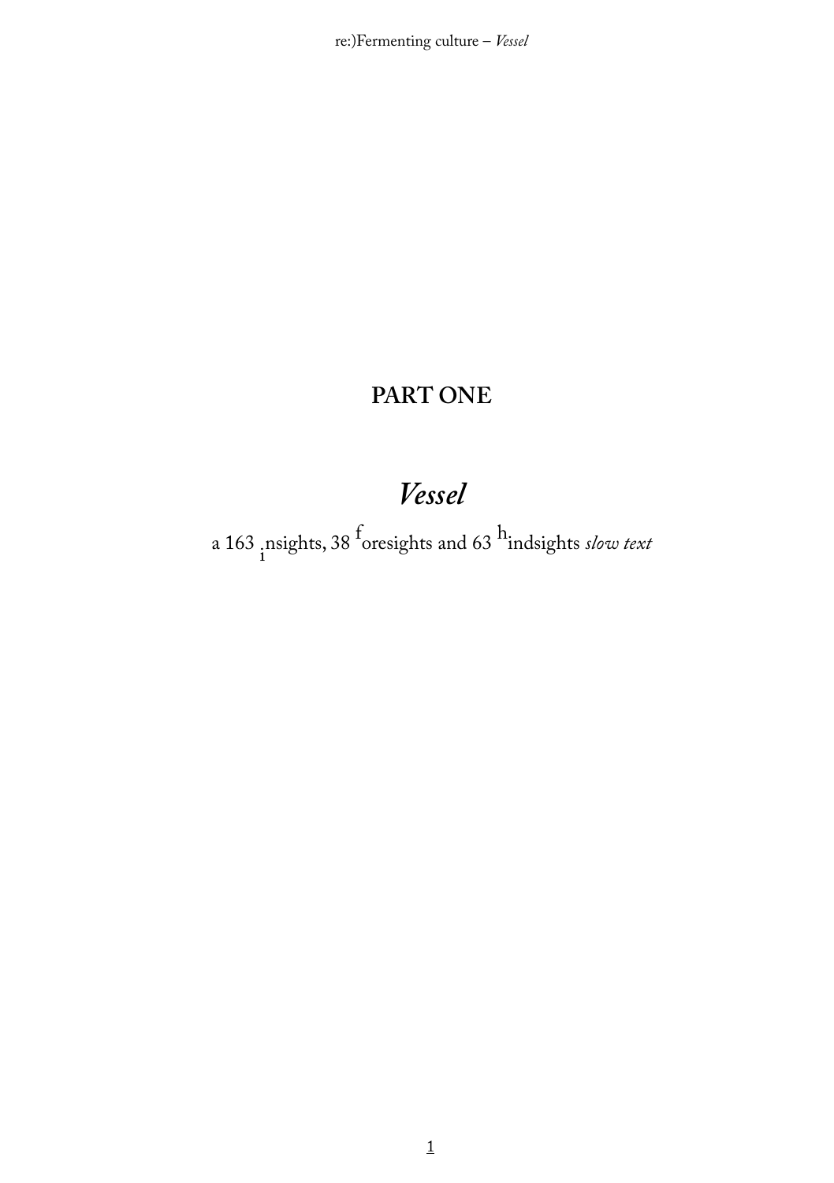# PART ONE

## *Vessel*

a 163 [i]nsights, 38 [f]oresights and 63 [h]indsights *slow text*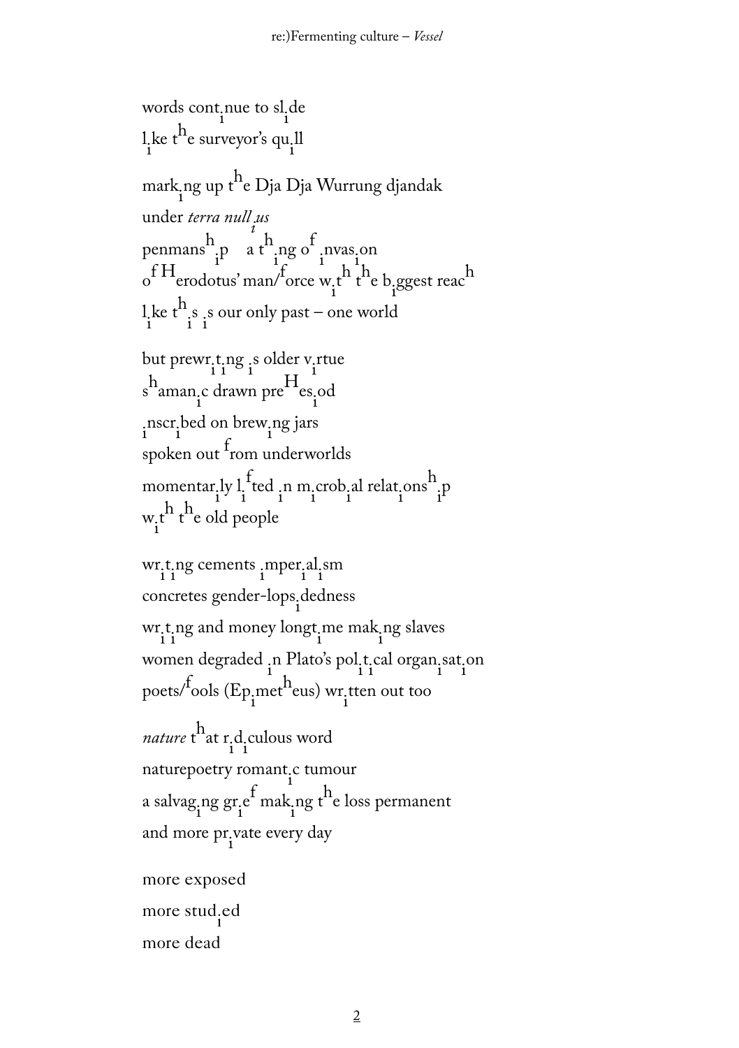words continue to slide
like the surveyor's quill

marking up the Dja Dja Wurrung djandak
under *terra nullius*
penmanship   a thing of invasion
of Herodotus' man/force with the biggest reach
like this is our only past – one world

but prewriting is older virtue
shamanic drawn preHesiod
inscribed on brewing jars
spoken out from underworlds
momentarily lifted in microbial relationship
with the old people

writing cements imperialism
concretes gender-lopsidedness
writing and money longtime making slaves
women degraded in Plato's political organisation
poets/fools (Epimetheus) written out too

*nature* that ridiculous word
naturepoetry romantic tumour
a salvaging grief making the loss permanent
and more private every day

more exposed
more studied
more dead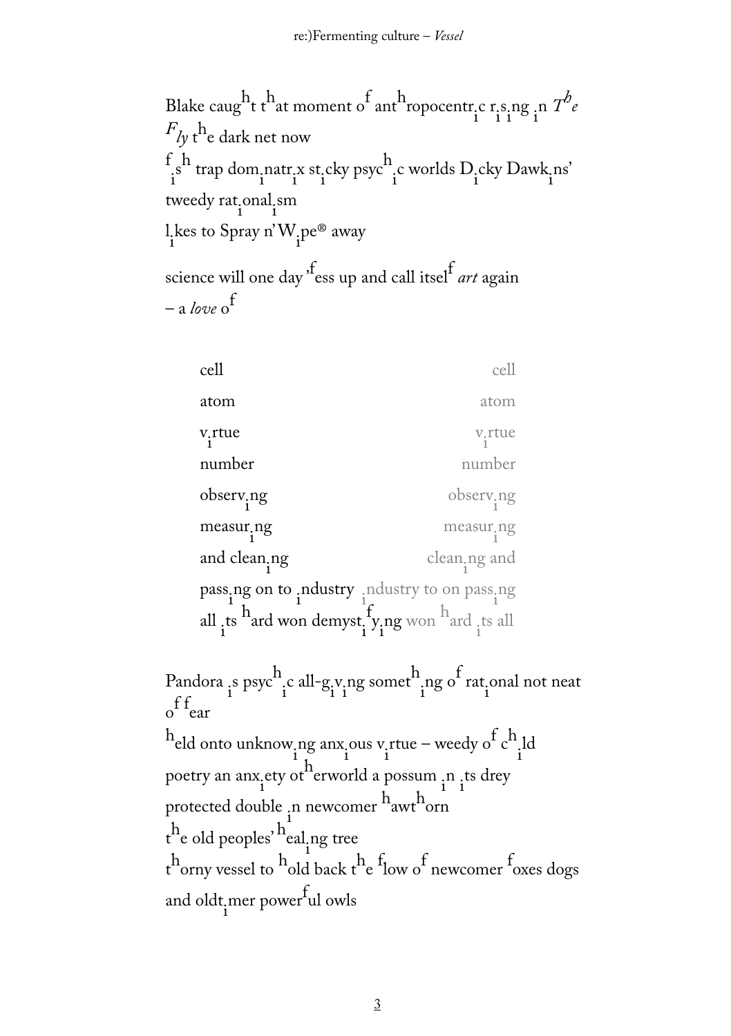Blake caught that moment of anthropocentric rising in *The Fly* the dark net now
fish trap dominatrix sticky psychic worlds Dicky Dawkins'
tweedy rationalism
likes to Spray n' Wipe® away

science will one day 'fess up and call itself *art* again
– a *love* of

| | |
|---|---|
| cell | cell |
| atom | atom |
| virtue | virtue |
| number | number |
| observing | observing |
| measuring | measuring |
| and cleaning | cleaning and |
| passing on to industry | industry to on passing |
| all its hard won demystifying | won hard its all |

Pandora is psychic all-giving something of rational not neat
of fear
held onto unknowing anxious virtue – weedy of child
poetry an anxiety otherworld a possum in its drey
protected double in newcomer hawthorn
the old peoples' healing tree
thorny vessel to hold back the flow of newcomer foxes dogs
and oldtimer powerful owls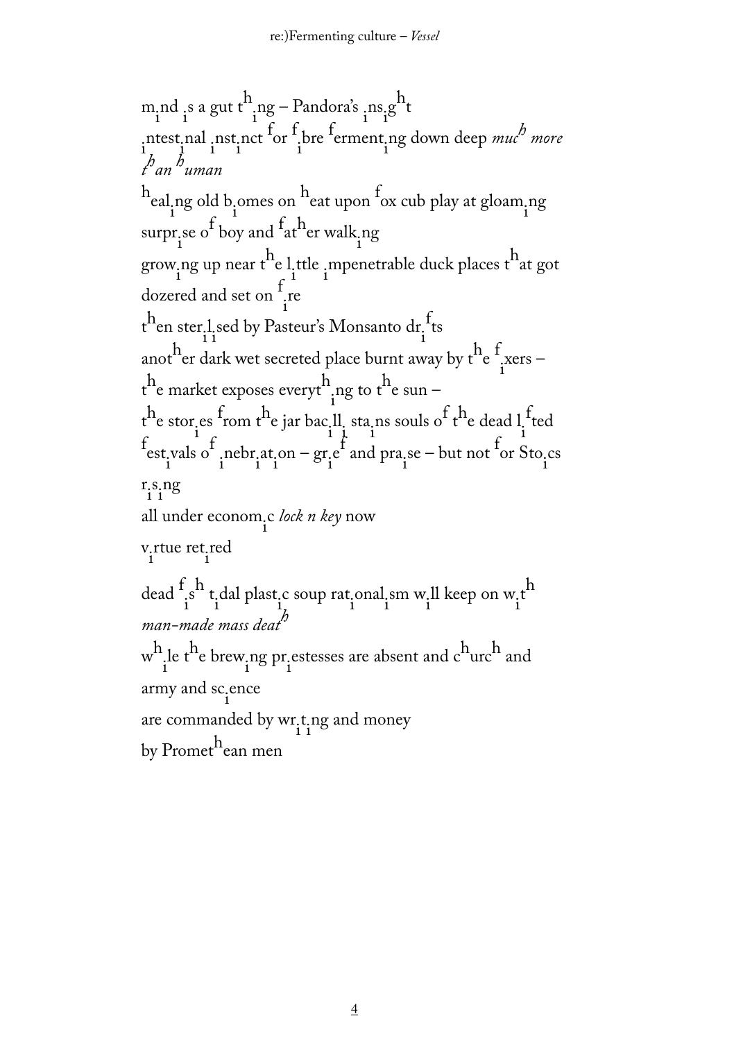mind is a gut thing – Pandora's insight
intestinal instinct for fibre fermenting down deep *much more than human*
healing old biomes on heat upon fox cub play at gloaming
surprise of boy and father walking
growing up near the little impenetrable duck places that got
dozered and set on fire
then sterilised by Pasteur's Monsanto drifts
another dark wet secreted place burnt away by the fixers –
the market exposes everything to the sun –
the stories from the jar bacilli stains souls of the dead lifted
festivals of inebriation – grief and praise – but not for Stoics
rising
all under economic *lock n key* now
virtue retired
dead fish tidal plastic soup rationalism will keep on with
*man-made mass death*
while the brewing priestesses are absent and church and
army and science
are commanded by writing and money
by Promethean men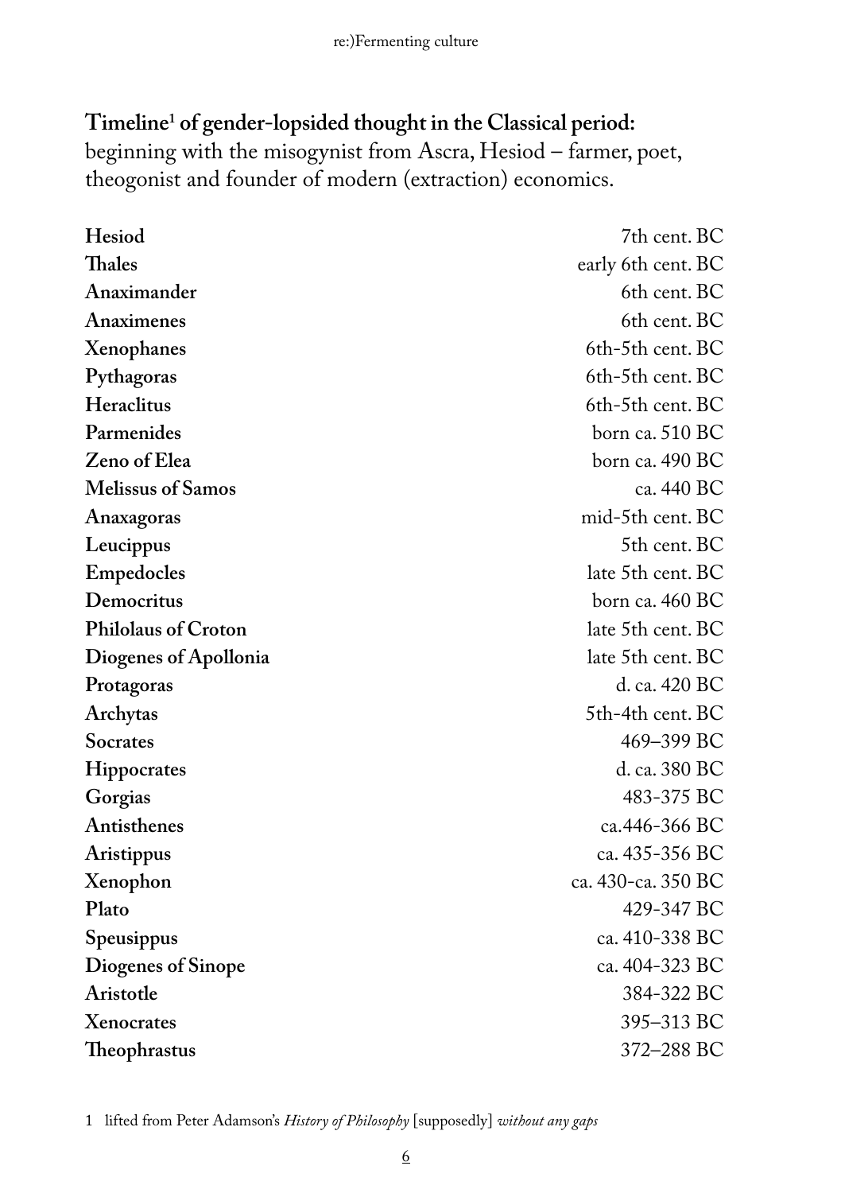**Timeline[1] of gender-lopsided thought in the Classical period:**
beginning with the misogynist from Ascra, Hesiod – farmer, poet, theogonist and founder of modern (extraction) economics.

| | |
|---|---|
| **Hesiod** | 7th cent. BC |
| **Thales** | early 6th cent. BC |
| **Anaximander** | 6th cent. BC |
| **Anaximenes** | 6th cent. BC |
| **Xenophanes** | 6th-5th cent. BC |
| **Pythagoras** | 6th-5th cent. BC |
| **Heraclitus** | 6th-5th cent. BC |
| **Parmenides** | born ca. 510 BC |
| **Zeno of Elea** | born ca. 490 BC |
| **Melissus of Samos** | ca. 440 BC |
| **Anaxagoras** | mid-5th cent. BC |
| **Leucippus** | 5th cent. BC |
| **Empedocles** | late 5th cent. BC |
| **Democritus** | born ca. 460 BC |
| **Philolaus of Croton** | late 5th cent. BC |
| **Diogenes of Apollonia** | late 5th cent. BC |
| **Protagoras** | d. ca. 420 BC |
| **Archytas** | 5th-4th cent. BC |
| **Socrates** | 469–399 BC |
| **Hippocrates** | d. ca. 380 BC |
| **Gorgias** | 483-375 BC |
| **Antisthenes** | ca.446-366 BC |
| **Aristippus** | ca. 435-356 BC |
| **Xenophon** | ca. 430-ca. 350 BC |
| **Plato** | 429-347 BC |
| **Speusippus** | ca. 410-338 BC |
| **Diogenes of Sinope** | ca. 404-323 BC |
| **Aristotle** | 384-322 BC |
| **Xenocrates** | 395–313 BC |
| **Theophrastus** | 372–288 BC |

1 lifted from Peter Adamson's *History of Philosophy* [supposedly] *without any gaps*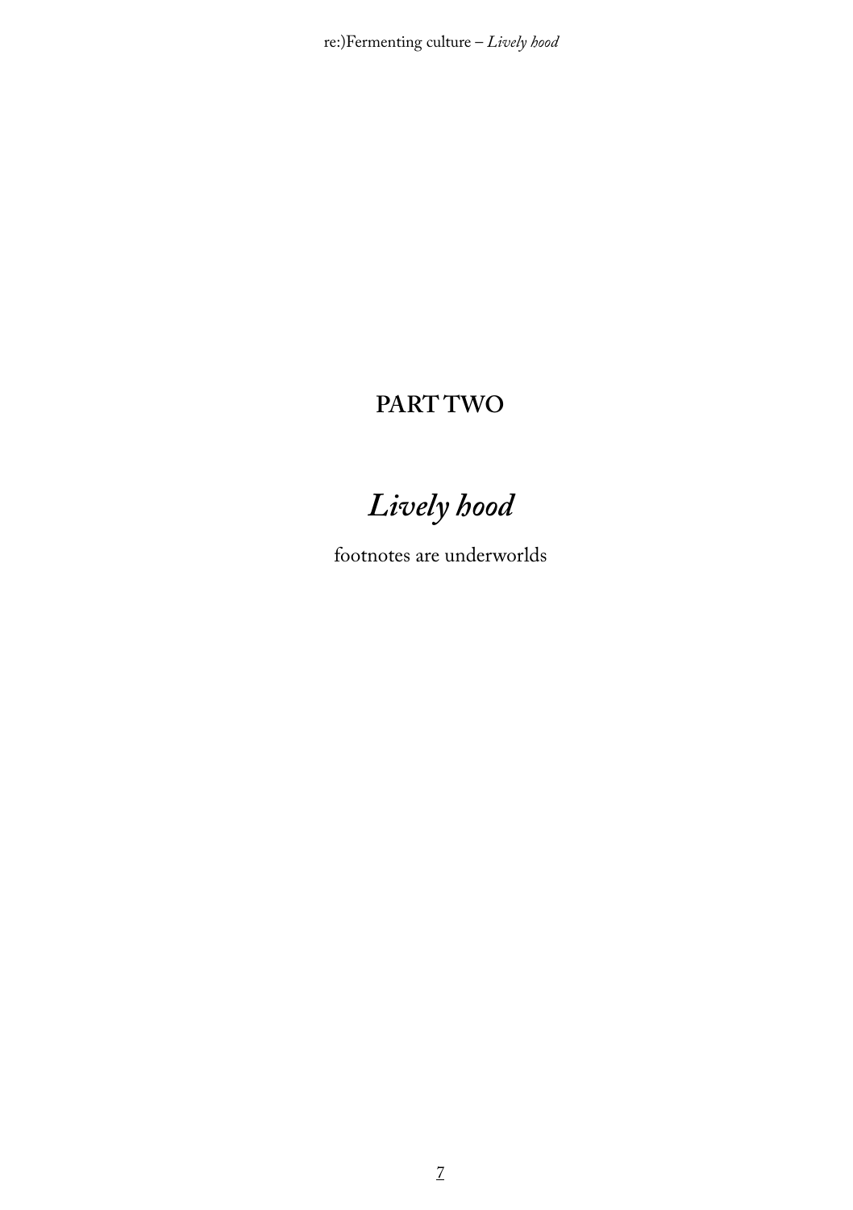# PART TWO

## *Lively hood*

footnotes are underworlds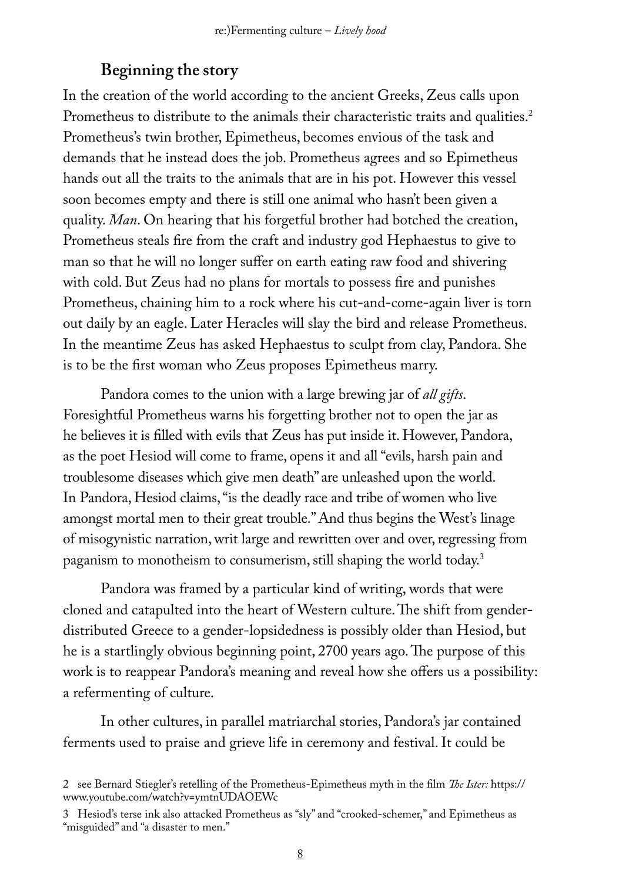## Beginning the story

In the creation of the world according to the ancient Greeks, Zeus calls upon Prometheus to distribute to the animals their characteristic traits and qualities.[2] Prometheus's twin brother, Epimetheus, becomes envious of the task and demands that he instead does the job. Prometheus agrees and so Epimetheus hands out all the traits to the animals that are in his pot. However this vessel soon becomes empty and there is still one animal who hasn't been given a quality. *Man*. On hearing that his forgetful brother had botched the creation, Prometheus steals fire from the craft and industry god Hephaestus to give to man so that he will no longer suffer on earth eating raw food and shivering with cold. But Zeus had no plans for mortals to possess fire and punishes Prometheus, chaining him to a rock where his cut-and-come-again liver is torn out daily by an eagle. Later Heracles will slay the bird and release Prometheus. In the meantime Zeus has asked Hephaestus to sculpt from clay, Pandora. She is to be the first woman who Zeus proposes Epimetheus marry.

Pandora comes to the union with a large brewing jar of *all gifts*. Foresightful Prometheus warns his forgetting brother not to open the jar as he believes it is filled with evils that Zeus has put inside it. However, Pandora, as the poet Hesiod will come to frame, opens it and all "evils, harsh pain and troublesome diseases which give men death" are unleashed upon the world. In Pandora, Hesiod claims, "is the deadly race and tribe of women who live amongst mortal men to their great trouble." And thus begins the West's linage of misogynistic narration, writ large and rewritten over and over, regressing from paganism to monotheism to consumerism, still shaping the world today.[3]

Pandora was framed by a particular kind of writing, words that were cloned and catapulted into the heart of Western culture. The shift from gender-distributed Greece to a gender-lopsidedness is possibly older than Hesiod, but he is a startlingly obvious beginning point, 2700 years ago. The purpose of this work is to reappear Pandora's meaning and reveal how she offers us a possibility: a refermenting of culture.

In other cultures, in parallel matriarchal stories, Pandora's jar contained ferments used to praise and grieve life in ceremony and festival. It could be

2 see Bernard Stiegler's retelling of the Prometheus-Epimetheus myth in the film *The Ister:* https://www.youtube.com/watch?v=ymtnUDAOEWc

3 Hesiod's terse ink also attacked Prometheus as "sly" and "crooked-schemer," and Epimetheus as "misguided" and "a disaster to men."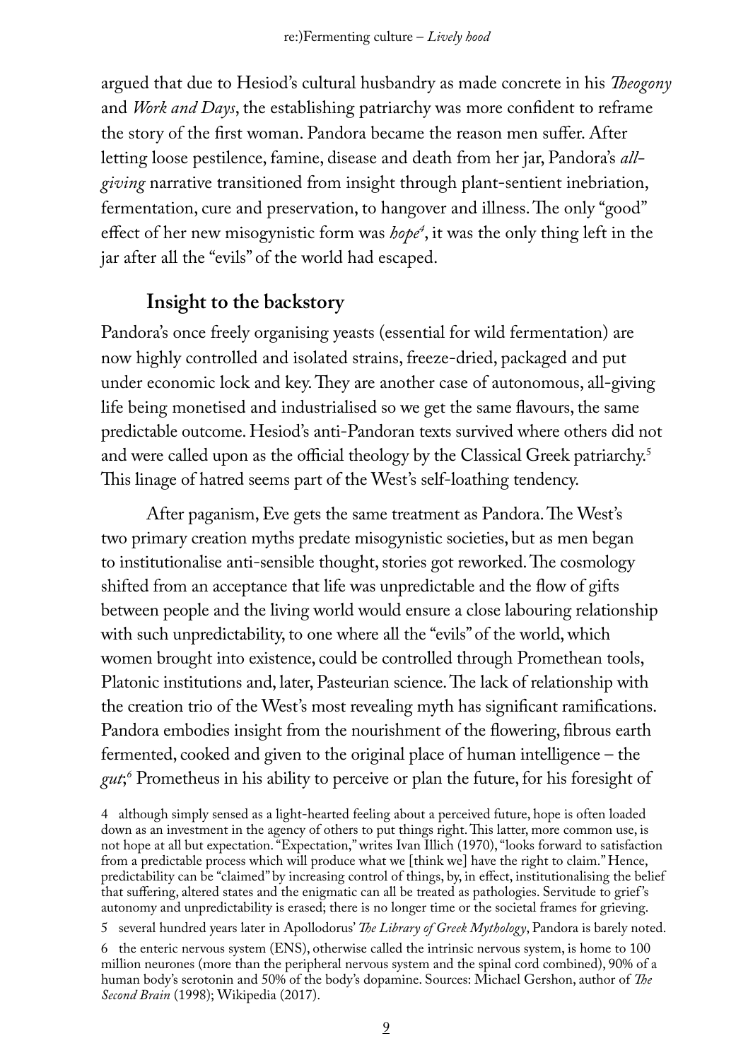argued that due to Hesiod's cultural husbandry as made concrete in his *Theogony* and *Work and Days*, the establishing patriarchy was more confident to reframe the story of the first woman. Pandora became the reason men suffer. After letting loose pestilence, famine, disease and death from her jar, Pandora's *all-giving* narrative transitioned from insight through plant-sentient inebriation, fermentation, cure and preservation, to hangover and illness. The only "good" effect of her new misogynistic form was *hope*[4], it was the only thing left in the jar after all the "evils" of the world had escaped.

## Insight to the backstory

Pandora's once freely organising yeasts (essential for wild fermentation) are now highly controlled and isolated strains, freeze-dried, packaged and put under economic lock and key. They are another case of autonomous, all-giving life being monetised and industrialised so we get the same flavours, the same predictable outcome. Hesiod's anti-Pandoran texts survived where others did not and were called upon as the official theology by the Classical Greek patriarchy.[5] This linage of hatred seems part of the West's self-loathing tendency.

After paganism, Eve gets the same treatment as Pandora. The West's two primary creation myths predate misogynistic societies, but as men began to institutionalise anti-sensible thought, stories got reworked. The cosmology shifted from an acceptance that life was unpredictable and the flow of gifts between people and the living world would ensure a close labouring relationship with such unpredictability, to one where all the "evils" of the world, which women brought into existence, could be controlled through Promethean tools, Platonic institutions and, later, Pasteurian science. The lack of relationship with the creation trio of the West's most revealing myth has significant ramifications. Pandora embodies insight from the nourishment of the flowering, fibrous earth fermented, cooked and given to the original place of human intelligence – the *gut*;[6] Prometheus in his ability to perceive or plan the future, for his foresight of

4 although simply sensed as a light-hearted feeling about a perceived future, hope is often loaded down as an investment in the agency of others to put things right. This latter, more common use, is not hope at all but expectation. "Expectation," writes Ivan Illich (1970), "looks forward to satisfaction from a predictable process which will produce what we [think we] have the right to claim." Hence, predictability can be "claimed" by increasing control of things, by, in effect, institutionalising the belief that suffering, altered states and the enigmatic can all be treated as pathologies. Servitude to grief's autonomy and unpredictability is erased; there is no longer time or the societal frames for grieving.

5 several hundred years later in Apollodorus' *The Library of Greek Mythology*, Pandora is barely noted.

6 the enteric nervous system (ENS), otherwise called the intrinsic nervous system, is home to 100 million neurones (more than the peripheral nervous system and the spinal cord combined), 90% of a human body's serotonin and 50% of the body's dopamine. Sources: Michael Gershon, author of *The Second Brain* (1998); Wikipedia (2017).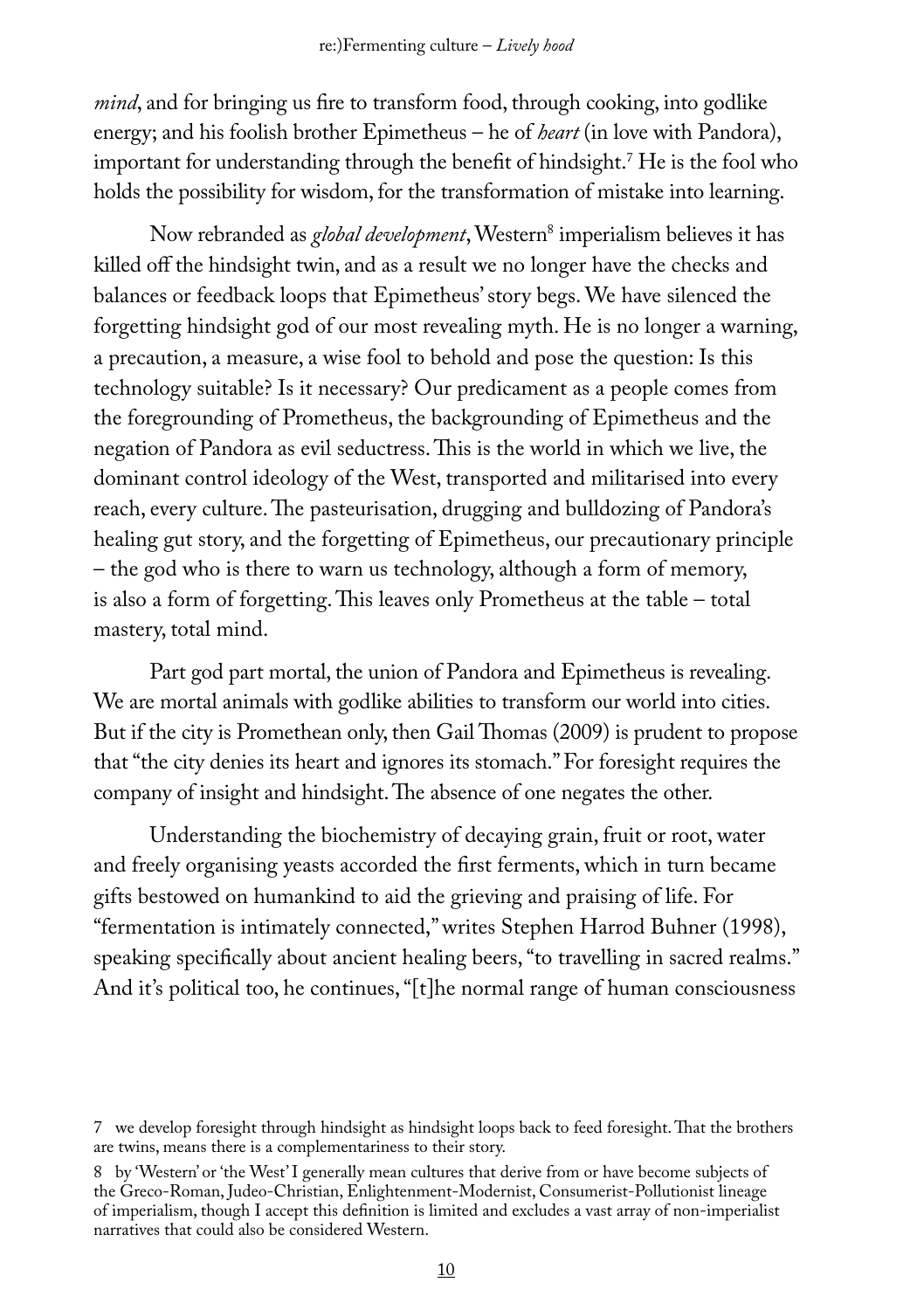*mind*, and for bringing us fire to transform food, through cooking, into godlike energy; and his foolish brother Epimetheus – he of *heart* (in love with Pandora), important for understanding through the benefit of hindsight.[7] He is the fool who holds the possibility for wisdom, for the transformation of mistake into learning.

Now rebranded as *global development*, Western[8] imperialism believes it has killed off the hindsight twin, and as a result we no longer have the checks and balances or feedback loops that Epimetheus' story begs. We have silenced the forgetting hindsight god of our most revealing myth. He is no longer a warning, a precaution, a measure, a wise fool to behold and pose the question: Is this technology suitable? Is it necessary? Our predicament as a people comes from the foregrounding of Prometheus, the backgrounding of Epimetheus and the negation of Pandora as evil seductress. This is the world in which we live, the dominant control ideology of the West, transported and militarised into every reach, every culture. The pasteurisation, drugging and bulldozing of Pandora's healing gut story, and the forgetting of Epimetheus, our precautionary principle – the god who is there to warn us technology, although a form of memory, is also a form of forgetting. This leaves only Prometheus at the table – total mastery, total mind.

Part god part mortal, the union of Pandora and Epimetheus is revealing. We are mortal animals with godlike abilities to transform our world into cities. But if the city is Promethean only, then Gail Thomas (2009) is prudent to propose that "the city denies its heart and ignores its stomach." For foresight requires the company of insight and hindsight. The absence of one negates the other.

Understanding the biochemistry of decaying grain, fruit or root, water and freely organising yeasts accorded the first ferments, which in turn became gifts bestowed on humankind to aid the grieving and praising of life. For "fermentation is intimately connected," writes Stephen Harrod Buhner (1998), speaking specifically about ancient healing beers, "to travelling in sacred realms." And it's political too, he continues, "[t]he normal range of human consciousness

7 we develop foresight through hindsight as hindsight loops back to feed foresight. That the brothers are twins, means there is a complementariness to their story.

8 by 'Western' or 'the West' I generally mean cultures that derive from or have become subjects of the Greco-Roman, Judeo-Christian, Enlightenment-Modernist, Consumerist-Pollutionist lineage of imperialism, though I accept this definition is limited and excludes a vast array of non-imperialist narratives that could also be considered Western.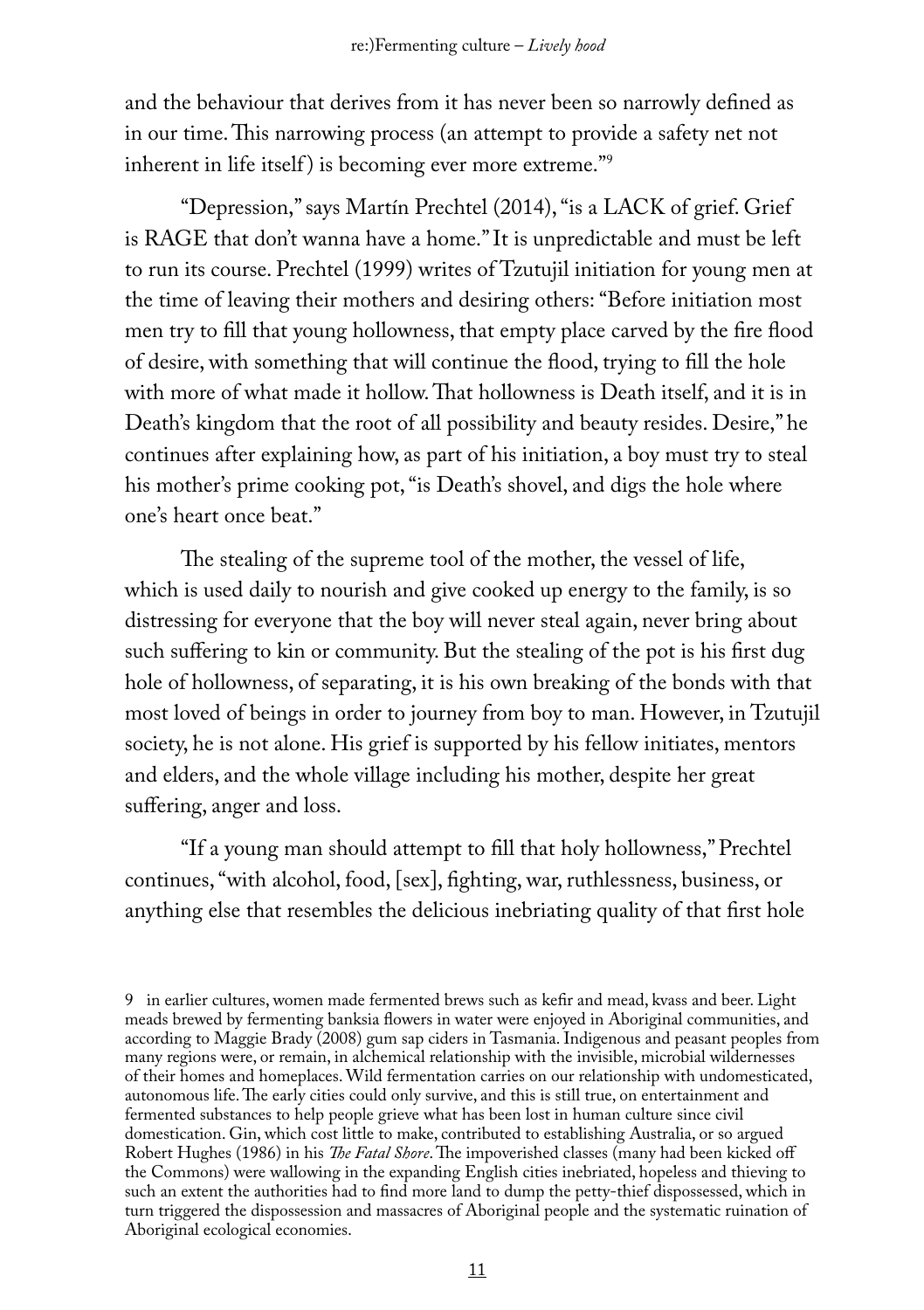and the behaviour that derives from it has never been so narrowly defined as in our time. This narrowing process (an attempt to provide a safety net not inherent in life itself) is becoming ever more extreme."[9]

"Depression," says Martín Prechtel (2014), "is a LACK of grief. Grief is RAGE that don't wanna have a home." It is unpredictable and must be left to run its course. Prechtel (1999) writes of Tzutujil initiation for young men at the time of leaving their mothers and desiring others: "Before initiation most men try to fill that young hollowness, that empty place carved by the fire flood of desire, with something that will continue the flood, trying to fill the hole with more of what made it hollow. That hollowness is Death itself, and it is in Death's kingdom that the root of all possibility and beauty resides. Desire," he continues after explaining how, as part of his initiation, a boy must try to steal his mother's prime cooking pot, "is Death's shovel, and digs the hole where one's heart once beat."

The stealing of the supreme tool of the mother, the vessel of life, which is used daily to nourish and give cooked up energy to the family, is so distressing for everyone that the boy will never steal again, never bring about such suffering to kin or community. But the stealing of the pot is his first dug hole of hollowness, of separating, it is his own breaking of the bonds with that most loved of beings in order to journey from boy to man. However, in Tzutujil society, he is not alone. His grief is supported by his fellow initiates, mentors and elders, and the whole village including his mother, despite her great suffering, anger and loss.

"If a young man should attempt to fill that holy hollowness," Prechtel continues, "with alcohol, food, [sex], fighting, war, ruthlessness, business, or anything else that resembles the delicious inebriating quality of that first hole

9 in earlier cultures, women made fermented brews such as kefir and mead, kvass and beer. Light meads brewed by fermenting banksia flowers in water were enjoyed in Aboriginal communities, and according to Maggie Brady (2008) gum sap ciders in Tasmania. Indigenous and peasant peoples from many regions were, or remain, in alchemical relationship with the invisible, microbial wildernesses of their homes and homeplaces. Wild fermentation carries on our relationship with undomesticated, autonomous life. The early cities could only survive, and this is still true, on entertainment and fermented substances to help people grieve what has been lost in human culture since civil domestication. Gin, which cost little to make, contributed to establishing Australia, or so argued Robert Hughes (1986) in his *The Fatal Shore*. The impoverished classes (many had been kicked off the Commons) were wallowing in the expanding English cities inebriated, hopeless and thieving to such an extent the authorities had to find more land to dump the petty-thief dispossessed, which in turn triggered the dispossession and massacres of Aboriginal people and the systematic ruination of Aboriginal ecological economies.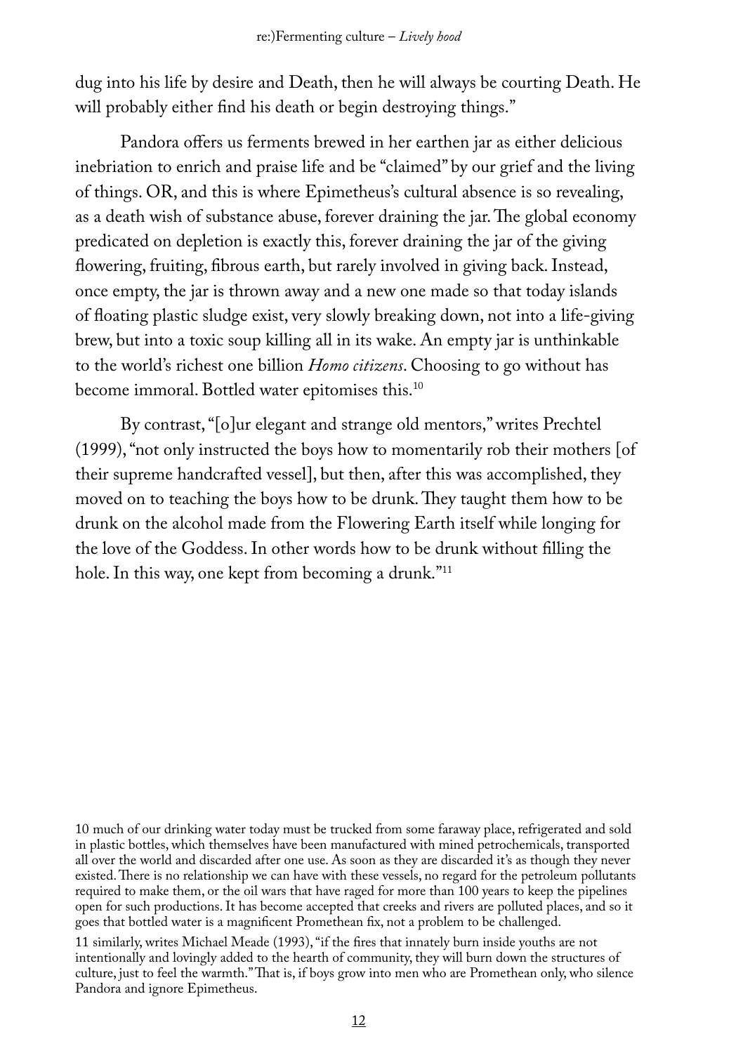dug into his life by desire and Death, then he will always be courting Death. He will probably either find his death or begin destroying things."

Pandora offers us ferments brewed in her earthen jar as either delicious inebriation to enrich and praise life and be "claimed" by our grief and the living of things. OR, and this is where Epimetheus's cultural absence is so revealing, as a death wish of substance abuse, forever draining the jar. The global economy predicated on depletion is exactly this, forever draining the jar of the giving flowering, fruiting, fibrous earth, but rarely involved in giving back. Instead, once empty, the jar is thrown away and a new one made so that today islands of floating plastic sludge exist, very slowly breaking down, not into a life-giving brew, but into a toxic soup killing all in its wake. An empty jar is unthinkable to the world's richest one billion *Homo citizens*. Choosing to go without has become immoral. Bottled water epitomises this.[10]

By contrast, "[o]ur elegant and strange old mentors," writes Prechtel (1999), "not only instructed the boys how to momentarily rob their mothers [of their supreme handcrafted vessel], but then, after this was accomplished, they moved on to teaching the boys how to be drunk. They taught them how to be drunk on the alcohol made from the Flowering Earth itself while longing for the love of the Goddess. In other words how to be drunk without filling the hole. In this way, one kept from becoming a drunk."[11]

10 much of our drinking water today must be trucked from some faraway place, refrigerated and sold in plastic bottles, which themselves have been manufactured with mined petrochemicals, transported all over the world and discarded after one use. As soon as they are discarded it's as though they never existed. There is no relationship we can have with these vessels, no regard for the petroleum pollutants required to make them, or the oil wars that have raged for more than 100 years to keep the pipelines open for such productions. It has become accepted that creeks and rivers are polluted places, and so it goes that bottled water is a magnificent Promethean fix, not a problem to be challenged.

11 similarly, writes Michael Meade (1993), "if the fires that innately burn inside youths are not intentionally and lovingly added to the hearth of community, they will burn down the structures of culture, just to feel the warmth." That is, if boys grow into men who are Promethean only, who silence Pandora and ignore Epimetheus.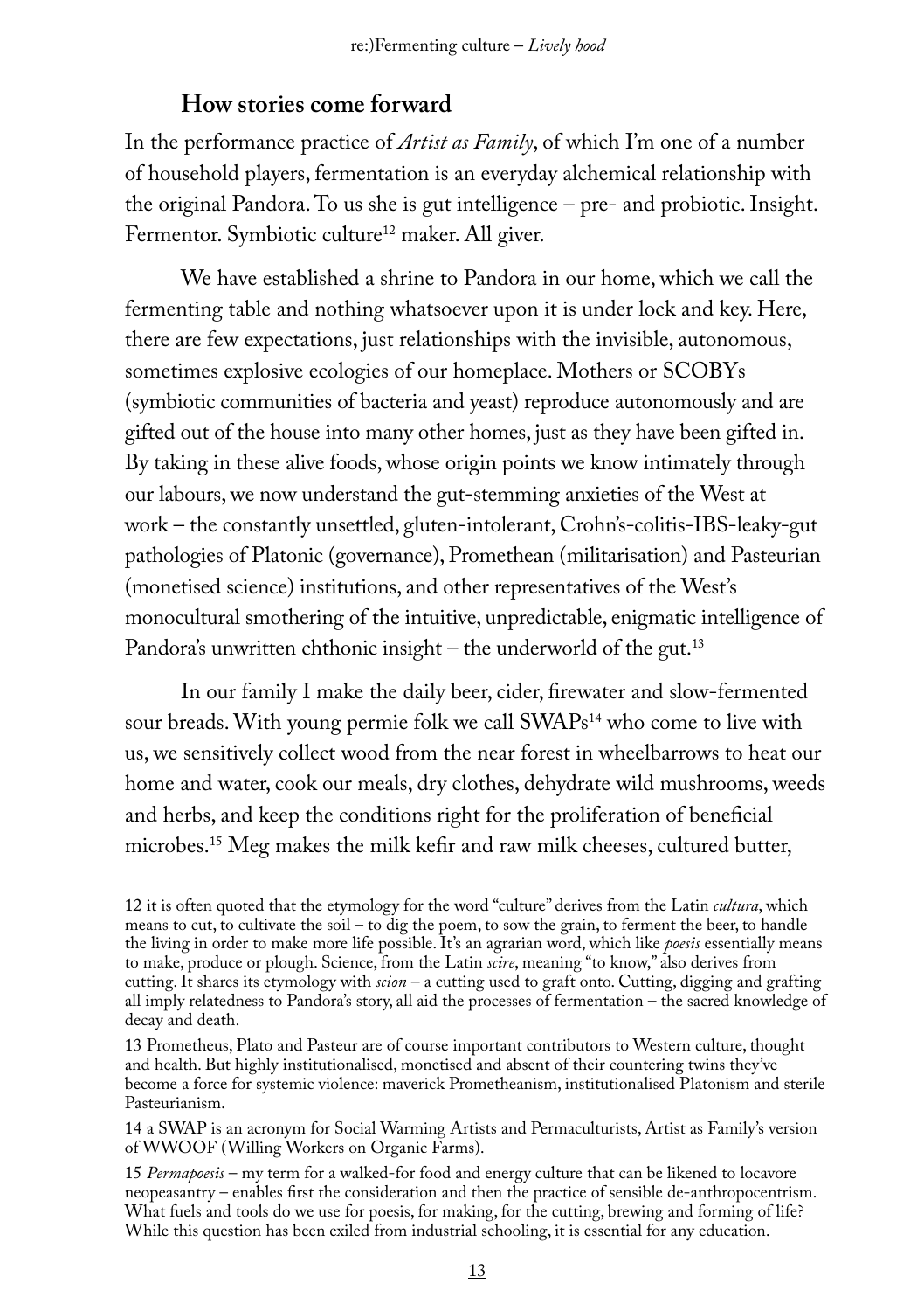## How stories come forward

In the performance practice of *Artist as Family*, of which I'm one of a number of household players, fermentation is an everyday alchemical relationship with the original Pandora. To us she is gut intelligence – pre- and probiotic. Insight. Fermentor. Symbiotic culture[12] maker. All giver.

We have established a shrine to Pandora in our home, which we call the fermenting table and nothing whatsoever upon it is under lock and key. Here, there are few expectations, just relationships with the invisible, autonomous, sometimes explosive ecologies of our homeplace. Mothers or SCOBYs (symbiotic communities of bacteria and yeast) reproduce autonomously and are gifted out of the house into many other homes, just as they have been gifted in. By taking in these alive foods, whose origin points we know intimately through our labours, we now understand the gut-stemming anxieties of the West at work – the constantly unsettled, gluten-intolerant, Crohn's-colitis-IBS-leaky-gut pathologies of Platonic (governance), Promethean (militarisation) and Pasteurian (monetised science) institutions, and other representatives of the West's monocultural smothering of the intuitive, unpredictable, enigmatic intelligence of Pandora's unwritten chthonic insight – the underworld of the gut.[13]

In our family I make the daily beer, cider, firewater and slow-fermented sour breads. With young permie folk we call SWAPs[14] who come to live with us, we sensitively collect wood from the near forest in wheelbarrows to heat our home and water, cook our meals, dry clothes, dehydrate wild mushrooms, weeds and herbs, and keep the conditions right for the proliferation of beneficial microbes.[15] Meg makes the milk kefir and raw milk cheeses, cultured butter,

12 it is often quoted that the etymology for the word "culture" derives from the Latin *cultura*, which means to cut, to cultivate the soil – to dig the poem, to sow the grain, to ferment the beer, to handle the living in order to make more life possible. It's an agrarian word, which like *poesis* essentially means to make, produce or plough. Science, from the Latin *scire*, meaning "to know," also derives from cutting. It shares its etymology with *scion* – a cutting used to graft onto. Cutting, digging and grafting all imply relatedness to Pandora's story, all aid the processes of fermentation – the sacred knowledge of decay and death.

13 Prometheus, Plato and Pasteur are of course important contributors to Western culture, thought and health. But highly institutionalised, monetised and absent of their countering twins they've become a force for systemic violence: maverick Prometheanism, institutionalised Platonism and sterile Pasteurianism.

14 a SWAP is an acronym for Social Warming Artists and Permaculturists, Artist as Family's version of WWOOF (Willing Workers on Organic Farms).

15 *Permapoesis* – my term for a walked-for food and energy culture that can be likened to locavore neopeasantry – enables first the consideration and then the practice of sensible de-anthropocentrism. What fuels and tools do we use for poesis, for making, for the cutting, brewing and forming of life? While this question has been exiled from industrial schooling, it is essential for any education.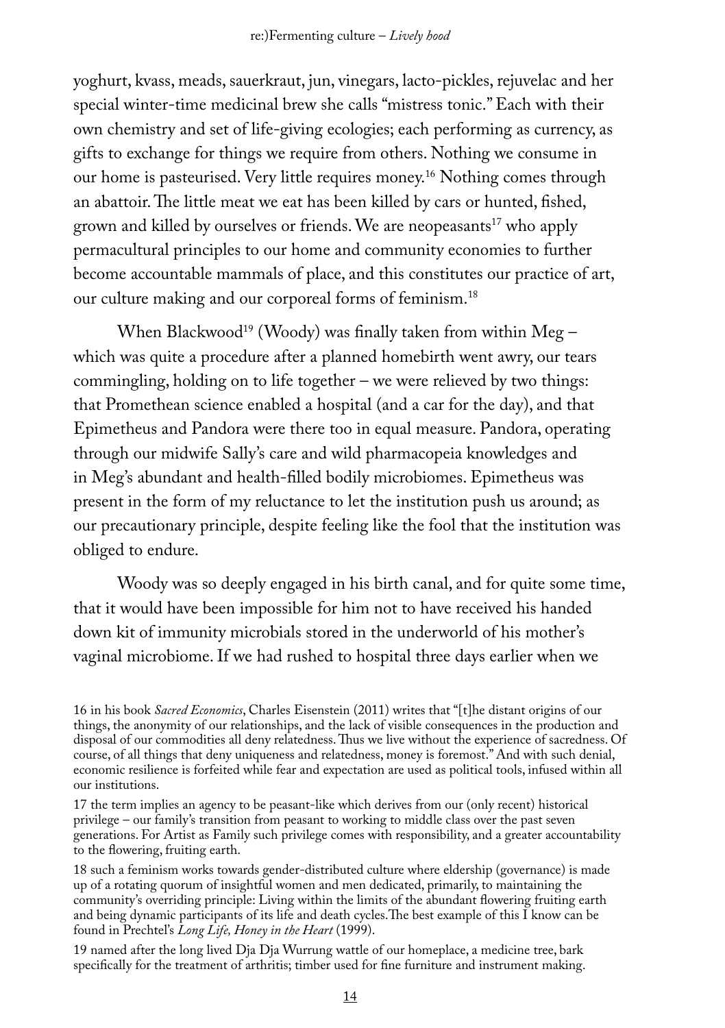yoghurt, kvass, meads, sauerkraut, jun, vinegars, lacto-pickles, rejuvelac and her special winter-time medicinal brew she calls "mistress tonic." Each with their own chemistry and set of life-giving ecologies; each performing as currency, as gifts to exchange for things we require from others. Nothing we consume in our home is pasteurised. Very little requires money.[16] Nothing comes through an abattoir. The little meat we eat has been killed by cars or hunted, fished, grown and killed by ourselves or friends. We are neopeasants[17] who apply permacultural principles to our home and community economies to further become accountable mammals of place, and this constitutes our practice of art, our culture making and our corporeal forms of feminism.[18]

When Blackwood[19] (Woody) was finally taken from within Meg – which was quite a procedure after a planned homebirth went awry, our tears commingling, holding on to life together – we were relieved by two things: that Promethean science enabled a hospital (and a car for the day), and that Epimetheus and Pandora were there too in equal measure. Pandora, operating through our midwife Sally's care and wild pharmacopeia knowledges and in Meg's abundant and health-filled bodily microbiomes. Epimetheus was present in the form of my reluctance to let the institution push us around; as our precautionary principle, despite feeling like the fool that the institution was obliged to endure.

Woody was so deeply engaged in his birth canal, and for quite some time, that it would have been impossible for him not to have received his handed down kit of immunity microbials stored in the underworld of his mother's vaginal microbiome. If we had rushed to hospital three days earlier when we

16 in his book *Sacred Economics*, Charles Eisenstein (2011) writes that "[t]he distant origins of our things, the anonymity of our relationships, and the lack of visible consequences in the production and disposal of our commodities all deny relatedness. Thus we live without the experience of sacredness. Of course, of all things that deny uniqueness and relatedness, money is foremost." And with such denial, economic resilience is forfeited while fear and expectation are used as political tools, infused within all our institutions.

17 the term implies an agency to be peasant-like which derives from our (only recent) historical privilege – our family's transition from peasant to working to middle class over the past seven generations. For Artist as Family such privilege comes with responsibility, and a greater accountability to the flowering, fruiting earth.

18 such a feminism works towards gender-distributed culture where eldership (governance) is made up of a rotating quorum of insightful women and men dedicated, primarily, to maintaining the community's overriding principle: Living within the limits of the abundant flowering fruiting earth and being dynamic participants of its life and death cycles. The best example of this I know can be found in Prechtel's *Long Life, Honey in the Heart* (1999).

19 named after the long lived Dja Dja Wurrung wattle of our homeplace, a medicine tree, bark specifically for the treatment of arthritis; timber used for fine furniture and instrument making.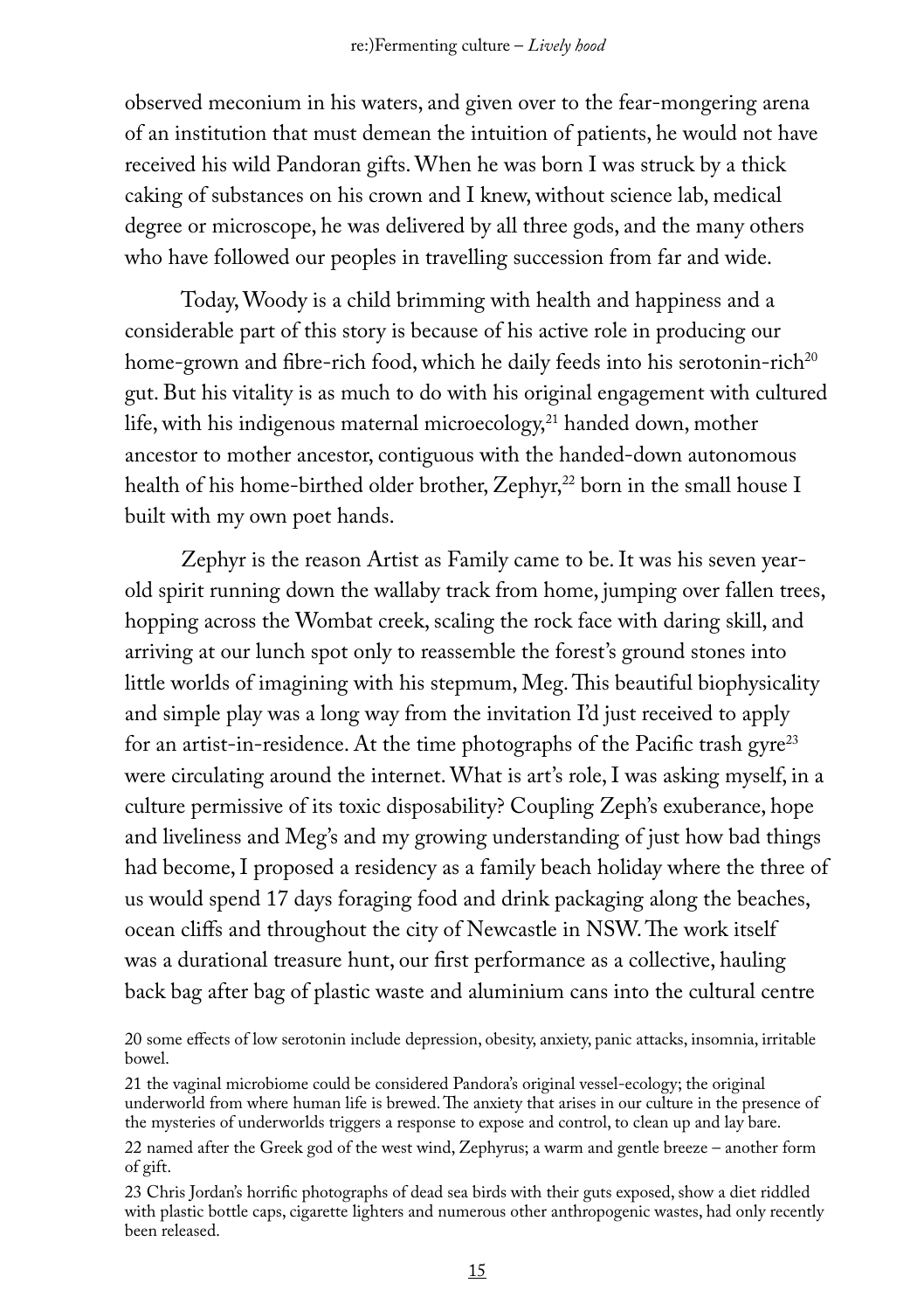observed meconium in his waters, and given over to the fear-mongering arena of an institution that must demean the intuition of patients, he would not have received his wild Pandoran gifts. When he was born I was struck by a thick caking of substances on his crown and I knew, without science lab, medical degree or microscope, he was delivered by all three gods, and the many others who have followed our peoples in travelling succession from far and wide.

Today, Woody is a child brimming with health and happiness and a considerable part of this story is because of his active role in producing our home-grown and fibre-rich food, which he daily feeds into his serotonin-rich[20] gut. But his vitality is as much to do with his original engagement with cultured life, with his indigenous maternal microecology,[21] handed down, mother ancestor to mother ancestor, contiguous with the handed-down autonomous health of his home-birthed older brother, Zephyr,[22] born in the small house I built with my own poet hands.

Zephyr is the reason Artist as Family came to be. It was his seven year-old spirit running down the wallaby track from home, jumping over fallen trees, hopping across the Wombat creek, scaling the rock face with daring skill, and arriving at our lunch spot only to reassemble the forest's ground stones into little worlds of imagining with his stepmum, Meg. This beautiful biophysicality and simple play was a long way from the invitation I'd just received to apply for an artist-in-residence. At the time photographs of the Pacific trash gyre[23] were circulating around the internet. What is art's role, I was asking myself, in a culture permissive of its toxic disposability? Coupling Zeph's exuberance, hope and liveliness and Meg's and my growing understanding of just how bad things had become, I proposed a residency as a family beach holiday where the three of us would spend 17 days foraging food and drink packaging along the beaches, ocean cliffs and throughout the city of Newcastle in NSW. The work itself was a durational treasure hunt, our first performance as a collective, hauling back bag after bag of plastic waste and aluminium cans into the cultural centre

20 some effects of low serotonin include depression, obesity, anxiety, panic attacks, insomnia, irritable bowel.

21 the vaginal microbiome could be considered Pandora's original vessel-ecology; the original underworld from where human life is brewed. The anxiety that arises in our culture in the presence of the mysteries of underworlds triggers a response to expose and control, to clean up and lay bare.

22 named after the Greek god of the west wind, Zephyrus; a warm and gentle breeze – another form of gift.

23 Chris Jordan's horrific photographs of dead sea birds with their guts exposed, show a diet riddled with plastic bottle caps, cigarette lighters and numerous other anthropogenic wastes, had only recently been released.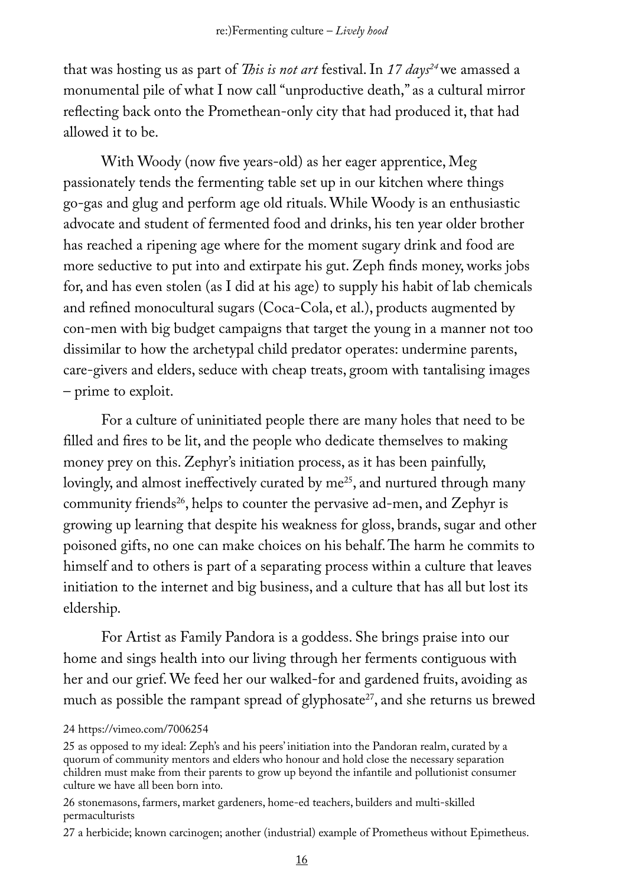that was hosting us as part of *This is not art* festival. In *17 days*[24] we amassed a monumental pile of what I now call "unproductive death," as a cultural mirror reflecting back onto the Promethean-only city that had produced it, that had allowed it to be.

With Woody (now five years-old) as her eager apprentice, Meg passionately tends the fermenting table set up in our kitchen where things go-gas and glug and perform age old rituals. While Woody is an enthusiastic advocate and student of fermented food and drinks, his ten year older brother has reached a ripening age where for the moment sugary drink and food are more seductive to put into and extirpate his gut. Zeph finds money, works jobs for, and has even stolen (as I did at his age) to supply his habit of lab chemicals and refined monocultural sugars (Coca-Cola, et al.), products augmented by con-men with big budget campaigns that target the young in a manner not too dissimilar to how the archetypal child predator operates: undermine parents, care-givers and elders, seduce with cheap treats, groom with tantalising images – prime to exploit.

For a culture of uninitiated people there are many holes that need to be filled and fires to be lit, and the people who dedicate themselves to making money prey on this. Zephyr's initiation process, as it has been painfully, lovingly, and almost ineffectively curated by me[25], and nurtured through many community friends[26], helps to counter the pervasive ad-men, and Zephyr is growing up learning that despite his weakness for gloss, brands, sugar and other poisoned gifts, no one can make choices on his behalf. The harm he commits to himself and to others is part of a separating process within a culture that leaves initiation to the internet and big business, and a culture that has all but lost its eldership.

For Artist as Family Pandora is a goddess. She brings praise into our home and sings health into our living through her ferments contiguous with her and our grief. We feed her our walked-for and gardened fruits, avoiding as much as possible the rampant spread of glyphosate[27], and she returns us brewed

24 https://vimeo.com/7006254

25 as opposed to my ideal: Zeph's and his peers' initiation into the Pandoran realm, curated by a quorum of community mentors and elders who honour and hold close the necessary separation children must make from their parents to grow up beyond the infantile and pollutionist consumer culture we have all been born into.

26 stonemasons, farmers, market gardeners, home-ed teachers, builders and multi-skilled permaculturists

27 a herbicide; known carcinogen; another (industrial) example of Prometheus without Epimetheus.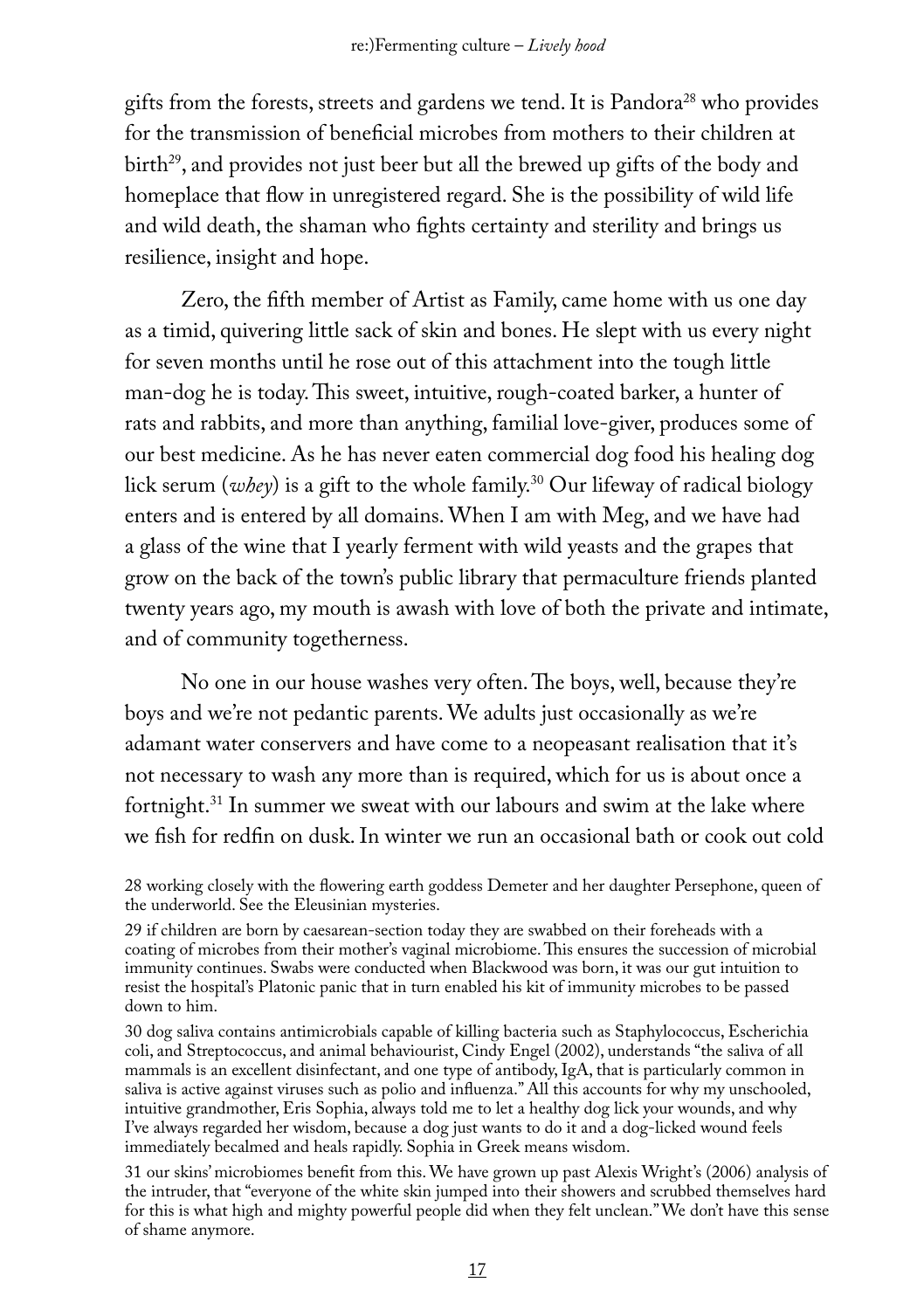gifts from the forests, streets and gardens we tend. It is Pandora[28] who provides for the transmission of beneficial microbes from mothers to their children at birth[29], and provides not just beer but all the brewed up gifts of the body and homeplace that flow in unregistered regard. She is the possibility of wild life and wild death, the shaman who fights certainty and sterility and brings us resilience, insight and hope.

Zero, the fifth member of Artist as Family, came home with us one day as a timid, quivering little sack of skin and bones. He slept with us every night for seven months until he rose out of this attachment into the tough little man-dog he is today. This sweet, intuitive, rough-coated barker, a hunter of rats and rabbits, and more than anything, familial love-giver, produces some of our best medicine. As he has never eaten commercial dog food his healing dog lick serum (*whey*) is a gift to the whole family.[30] Our lifeway of radical biology enters and is entered by all domains. When I am with Meg, and we have had a glass of the wine that I yearly ferment with wild yeasts and the grapes that grow on the back of the town's public library that permaculture friends planted twenty years ago, my mouth is awash with love of both the private and intimate, and of community togetherness.

No one in our house washes very often. The boys, well, because they're boys and we're not pedantic parents. We adults just occasionally as we're adamant water conservers and have come to a neopeasant realisation that it's not necessary to wash any more than is required, which for us is about once a fortnight.[31] In summer we sweat with our labours and swim at the lake where we fish for redfin on dusk. In winter we run an occasional bath or cook out cold

28 working closely with the flowering earth goddess Demeter and her daughter Persephone, queen of the underworld. See the Eleusinian mysteries.

29 if children are born by caesarean-section today they are swabbed on their foreheads with a coating of microbes from their mother's vaginal microbiome. This ensures the succession of microbial immunity continues. Swabs were conducted when Blackwood was born, it was our gut intuition to resist the hospital's Platonic panic that in turn enabled his kit of immunity microbes to be passed down to him.

30 dog saliva contains antimicrobials capable of killing bacteria such as Staphylococcus, Escherichia coli, and Streptococcus, and animal behaviourist, Cindy Engel (2002), understands "the saliva of all mammals is an excellent disinfectant, and one type of antibody, IgA, that is particularly common in saliva is active against viruses such as polio and influenza." All this accounts for why my unschooled, intuitive grandmother, Eris Sophia, always told me to let a healthy dog lick your wounds, and why I've always regarded her wisdom, because a dog just wants to do it and a dog-licked wound feels immediately becalmed and heals rapidly. Sophia in Greek means wisdom.

31 our skins' microbiomes benefit from this. We have grown up past Alexis Wright's (2006) analysis of the intruder, that "everyone of the white skin jumped into their showers and scrubbed themselves hard for this is what high and mighty powerful people did when they felt unclean." We don't have this sense of shame anymore.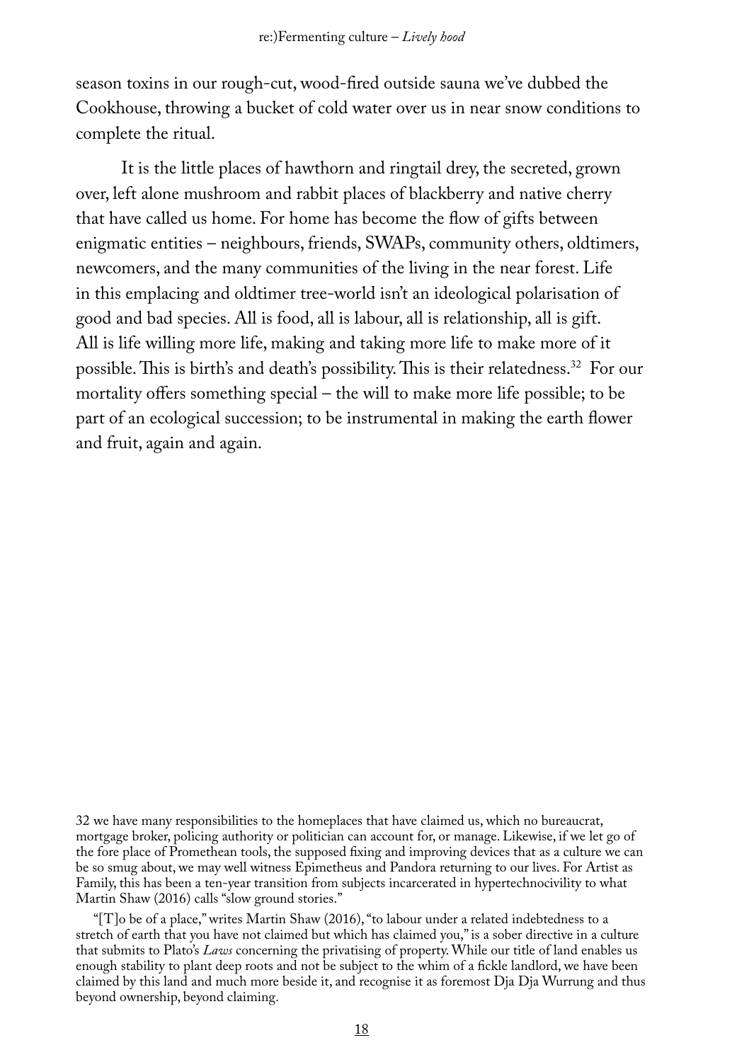season toxins in our rough-cut, wood-fired outside sauna we've dubbed the Cookhouse, throwing a bucket of cold water over us in near snow conditions to complete the ritual.

It is the little places of hawthorn and ringtail drey, the secreted, grown over, left alone mushroom and rabbit places of blackberry and native cherry that have called us home. For home has become the flow of gifts between enigmatic entities – neighbours, friends, SWAPs, community others, oldtimers, newcomers, and the many communities of the living in the near forest. Life in this emplacing and oldtimer tree-world isn't an ideological polarisation of good and bad species. All is food, all is labour, all is relationship, all is gift. All is life willing more life, making and taking more life to make more of it possible. This is birth's and death's possibility. This is their relatedness.[32] For our mortality offers something special – the will to make more life possible; to be part of an ecological succession; to be instrumental in making the earth flower and fruit, again and again.

32 we have many responsibilities to the homeplaces that have claimed us, which no bureaucrat, mortgage broker, policing authority or politician can account for, or manage. Likewise, if we let go of the fore place of Promethean tools, the supposed fixing and improving devices that as a culture we can be so smug about, we may well witness Epimetheus and Pandora returning to our lives. For Artist as Family, this has been a ten-year transition from subjects incarcerated in hypertechnocivility to what Martin Shaw (2016) calls "slow ground stories."

"[T]o be of a place," writes Martin Shaw (2016), "to labour under a related indebtedness to a stretch of earth that you have not claimed but which has claimed you," is a sober directive in a culture that submits to Plato's *Laws* concerning the privatising of property. While our title of land enables us enough stability to plant deep roots and not be subject to the whim of a fickle landlord, we have been claimed by this land and much more beside it, and recognise it as foremost Dja Dja Wurrung and thus beyond ownership, beyond claiming.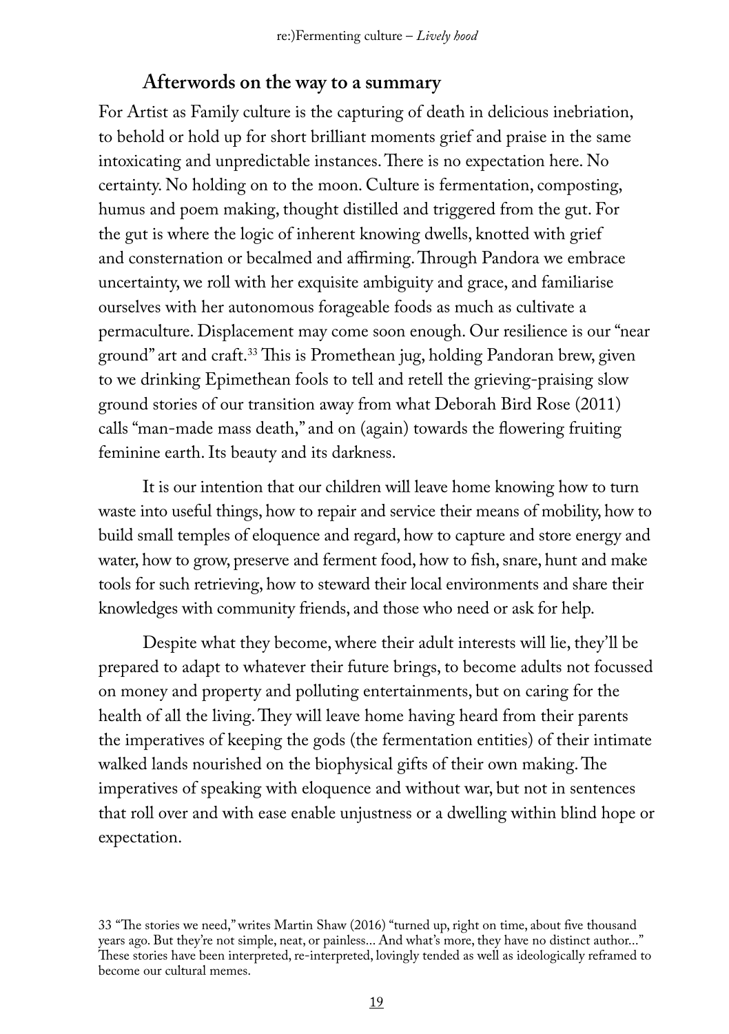## Afterwords on the way to a summary

For Artist as Family culture is the capturing of death in delicious inebriation, to behold or hold up for short brilliant moments grief and praise in the same intoxicating and unpredictable instances. There is no expectation here. No certainty. No holding on to the moon. Culture is fermentation, composting, humus and poem making, thought distilled and triggered from the gut. For the gut is where the logic of inherent knowing dwells, knotted with grief and consternation or becalmed and affirming. Through Pandora we embrace uncertainty, we roll with her exquisite ambiguity and grace, and familiarise ourselves with her autonomous forageable foods as much as cultivate a permaculture. Displacement may come soon enough. Our resilience is our "near ground" art and craft.[33] This is Promethean jug, holding Pandoran brew, given to we drinking Epimethean fools to tell and retell the grieving-praising slow ground stories of our transition away from what Deborah Bird Rose (2011) calls "man-made mass death," and on (again) towards the flowering fruiting feminine earth. Its beauty and its darkness.

It is our intention that our children will leave home knowing how to turn waste into useful things, how to repair and service their means of mobility, how to build small temples of eloquence and regard, how to capture and store energy and water, how to grow, preserve and ferment food, how to fish, snare, hunt and make tools for such retrieving, how to steward their local environments and share their knowledges with community friends, and those who need or ask for help.

Despite what they become, where their adult interests will lie, they'll be prepared to adapt to whatever their future brings, to become adults not focussed on money and property and polluting entertainments, but on caring for the health of all the living. They will leave home having heard from their parents the imperatives of keeping the gods (the fermentation entities) of their intimate walked lands nourished on the biophysical gifts of their own making. The imperatives of speaking with eloquence and without war, but not in sentences that roll over and with ease enable unjustness or a dwelling within blind hope or expectation.

33 "The stories we need," writes Martin Shaw (2016) "turned up, right on time, about five thousand years ago. But they're not simple, neat, or painless... And what's more, they have no distinct author..." These stories have been interpreted, re-interpreted, lovingly tended as well as ideologically reframed to become our cultural memes.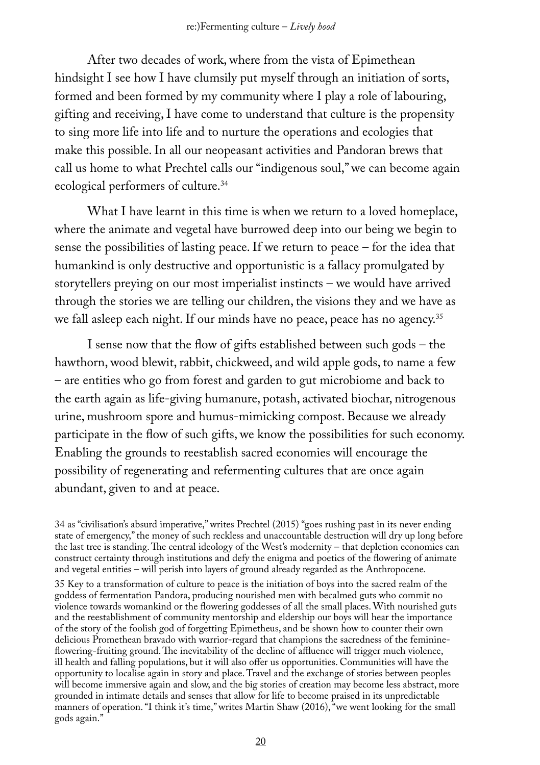After two decades of work, where from the vista of Epimethean hindsight I see how I have clumsily put myself through an initiation of sorts, formed and been formed by my community where I play a role of labouring, gifting and receiving, I have come to understand that culture is the propensity to sing more life into life and to nurture the operations and ecologies that make this possible. In all our neopeasant activities and Pandoran brews that call us home to what Prechtel calls our "indigenous soul," we can become again ecological performers of culture.[34]

What I have learnt in this time is when we return to a loved homeplace, where the animate and vegetal have burrowed deep into our being we begin to sense the possibilities of lasting peace. If we return to peace – for the idea that humankind is only destructive and opportunistic is a fallacy promulgated by storytellers preying on our most imperialist instincts – we would have arrived through the stories we are telling our children, the visions they and we have as we fall asleep each night. If our minds have no peace, peace has no agency.[35]

I sense now that the flow of gifts established between such gods – the hawthorn, wood blewit, rabbit, chickweed, and wild apple gods, to name a few – are entities who go from forest and garden to gut microbiome and back to the earth again as life-giving humanure, potash, activated biochar, nitrogenous urine, mushroom spore and humus-mimicking compost. Because we already participate in the flow of such gifts, we know the possibilities for such economy. Enabling the grounds to reestablish sacred economies will encourage the possibility of regenerating and refermenting cultures that are once again abundant, given to and at peace.

34 as "civilisation's absurd imperative," writes Prechtel (2015) "goes rushing past in its never ending state of emergency," the money of such reckless and unaccountable destruction will dry up long before the last tree is standing. The central ideology of the West's modernity – that depletion economies can construct certainty through institutions and defy the enigma and poetics of the flowering of animate and vegetal entities – will perish into layers of ground already regarded as the Anthropocene.

35 Key to a transformation of culture to peace is the initiation of boys into the sacred realm of the goddess of fermentation Pandora, producing nourished men with becalmed guts who commit no violence towards womankind or the flowering goddesses of all the small places. With nourished guts and the reestablishment of community mentorship and eldership our boys will hear the importance of the story of the foolish god of forgetting Epimetheus, and be shown how to counter their own delicious Promethean bravado with warrior-regard that champions the sacredness of the feminine-flowering-fruiting ground. The inevitability of the decline of affluence will trigger much violence, ill health and falling populations, but it will also offer us opportunities. Communities will have the opportunity to localise again in story and place. Travel and the exchange of stories between peoples will become immersive again and slow, and the big stories of creation may become less abstract, more grounded in intimate details and senses that allow for life to become praised in its unpredictable manners of operation. "I think it's time," writes Martin Shaw (2016), "we went looking for the small gods again."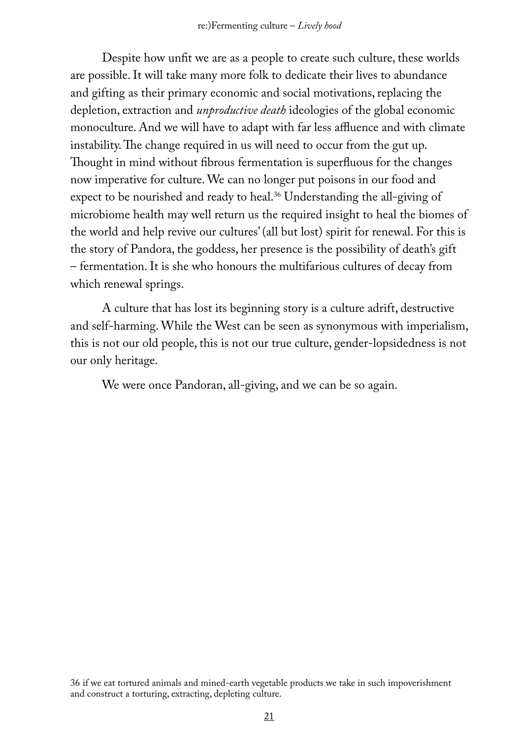Despite how unfit we are as a people to create such culture, these worlds are possible. It will take many more folk to dedicate their lives to abundance and gifting as their primary economic and social motivations, replacing the depletion, extraction and *unproductive death* ideologies of the global economic monoculture. And we will have to adapt with far less affluence and with climate instability. The change required in us will need to occur from the gut up. Thought in mind without fibrous fermentation is superfluous for the changes now imperative for culture. We can no longer put poisons in our food and expect to be nourished and ready to heal.[36] Understanding the all-giving of microbiome health may well return us the required insight to heal the biomes of the world and help revive our cultures' (all but lost) spirit for renewal. For this is the story of Pandora, the goddess, her presence is the possibility of death's gift – fermentation. It is she who honours the multifarious cultures of decay from which renewal springs.

A culture that has lost its beginning story is a culture adrift, destructive and self-harming. While the West can be seen as synonymous with imperialism, this is not our old people, this is not our true culture, gender-lopsidedness is not our only heritage.

We were once Pandoran, all-giving, and we can be so again.

36 if we eat tortured animals and mined-earth vegetable products we take in such impoverishment and construct a torturing, extracting, depleting culture.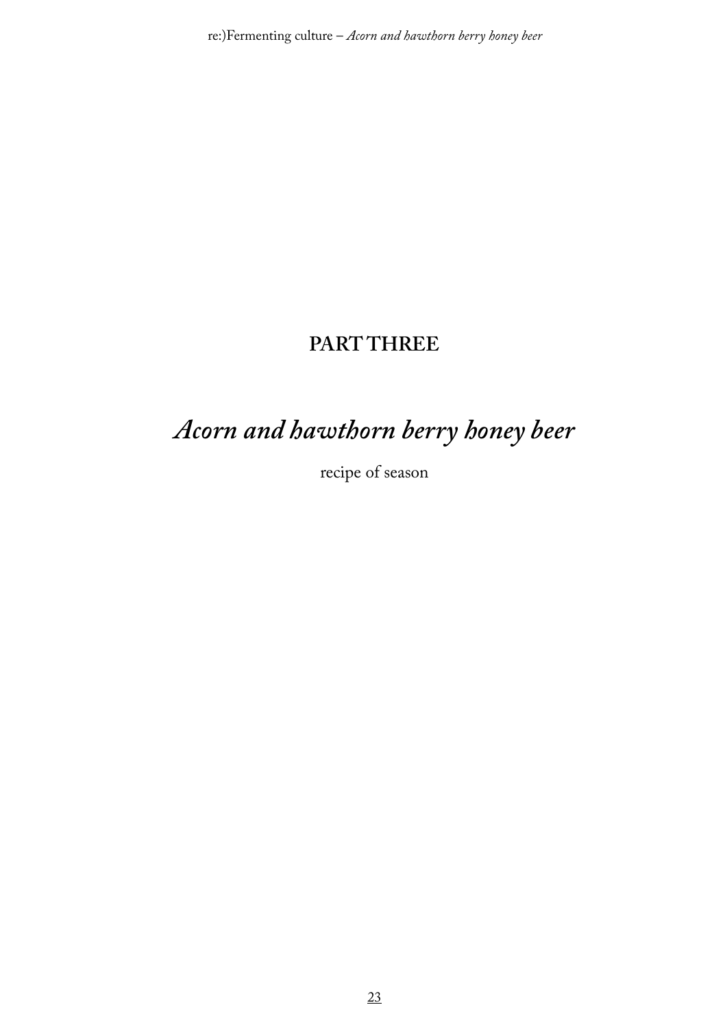## PART THREE

# *Acorn and hawthorn berry honey beer*

recipe of season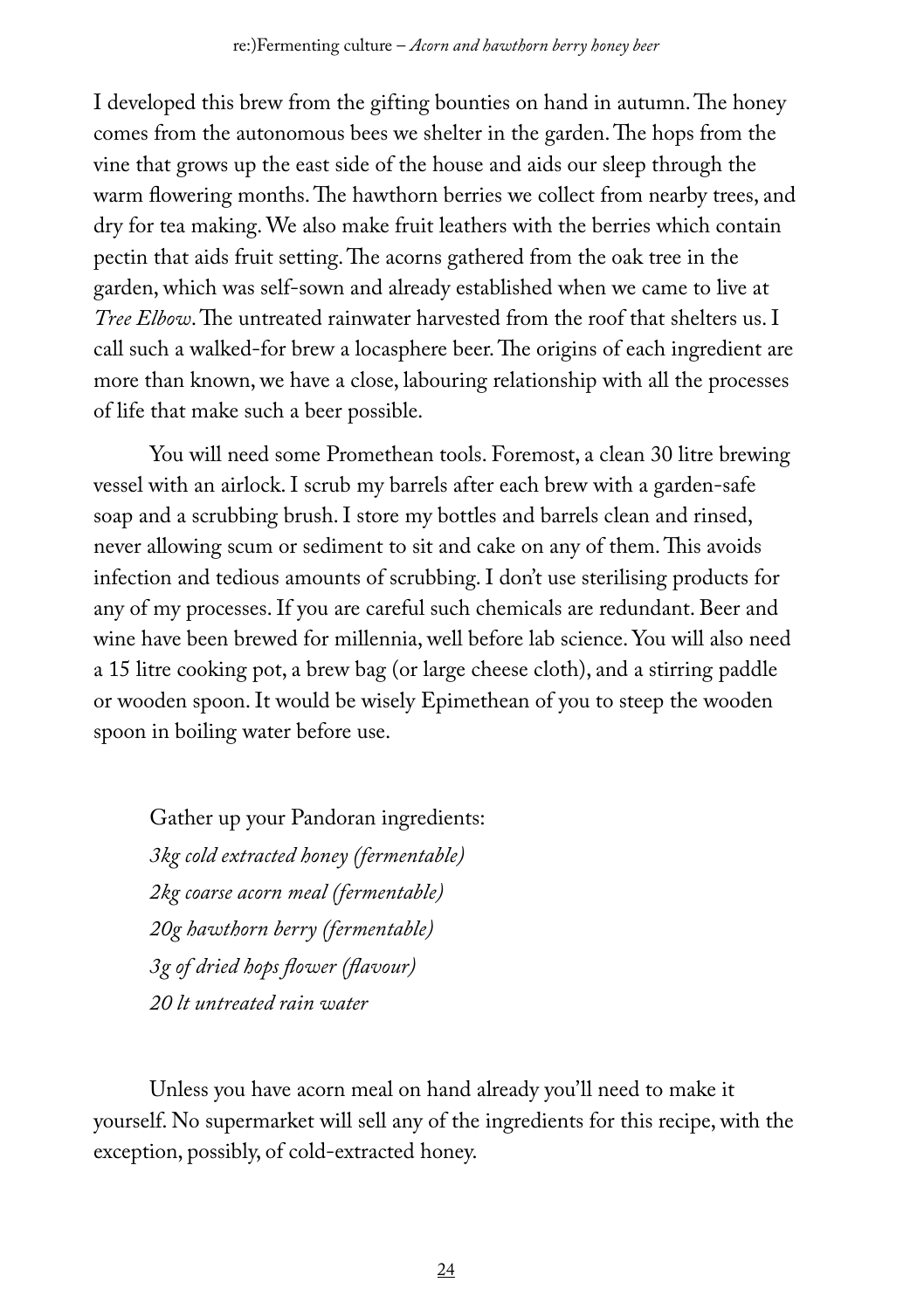I developed this brew from the gifting bounties on hand in autumn. The honey comes from the autonomous bees we shelter in the garden. The hops from the vine that grows up the east side of the house and aids our sleep through the warm flowering months. The hawthorn berries we collect from nearby trees, and dry for tea making. We also make fruit leathers with the berries which contain pectin that aids fruit setting. The acorns gathered from the oak tree in the garden, which was self-sown and already established when we came to live at *Tree Elbow*. The untreated rainwater harvested from the roof that shelters us. I call such a walked-for brew a locasphere beer. The origins of each ingredient are more than known, we have a close, labouring relationship with all the processes of life that make such a beer possible.

You will need some Promethean tools. Foremost, a clean 30 litre brewing vessel with an airlock. I scrub my barrels after each brew with a garden-safe soap and a scrubbing brush. I store my bottles and barrels clean and rinsed, never allowing scum or sediment to sit and cake on any of them. This avoids infection and tedious amounts of scrubbing. I don't use sterilising products for any of my processes. If you are careful such chemicals are redundant. Beer and wine have been brewed for millennia, well before lab science. You will also need a 15 litre cooking pot, a brew bag (or large cheese cloth), and a stirring paddle or wooden spoon. It would be wisely Epimethean of you to steep the wooden spoon in boiling water before use.

Gather up your Pandoran ingredients:
*3kg cold extracted honey (fermentable)*
*2kg coarse acorn meal (fermentable)*
*20g hawthorn berry (fermentable)*
*3g of dried hops flower (flavour)*
*20 lt untreated rain water*

Unless you have acorn meal on hand already you'll need to make it yourself. No supermarket will sell any of the ingredients for this recipe, with the exception, possibly, of cold-extracted honey.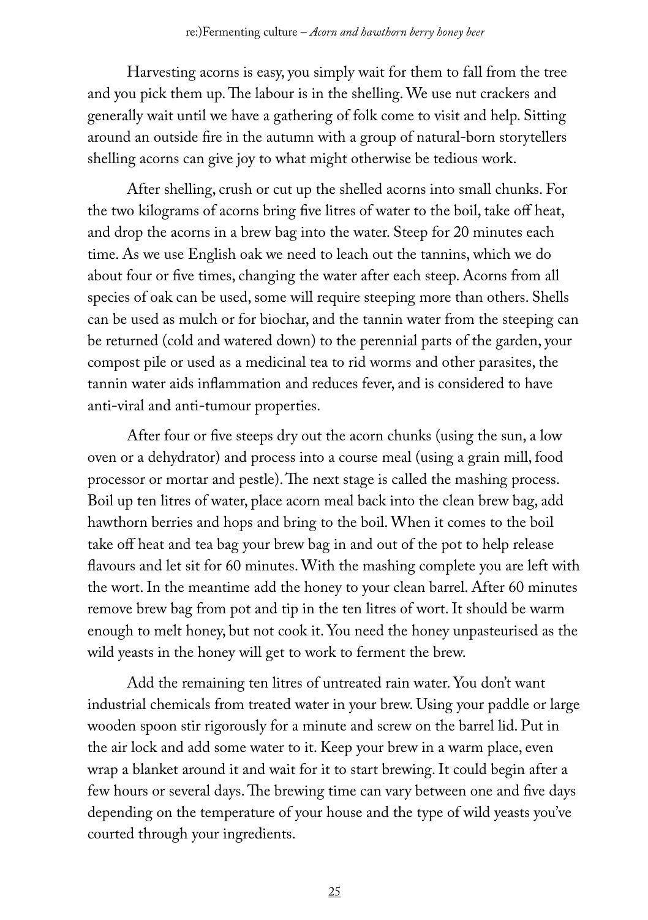Harvesting acorns is easy, you simply wait for them to fall from the tree and you pick them up. The labour is in the shelling. We use nut crackers and generally wait until we have a gathering of folk come to visit and help. Sitting around an outside fire in the autumn with a group of natural-born storytellers shelling acorns can give joy to what might otherwise be tedious work.

After shelling, crush or cut up the shelled acorns into small chunks. For the two kilograms of acorns bring five litres of water to the boil, take off heat, and drop the acorns in a brew bag into the water. Steep for 20 minutes each time. As we use English oak we need to leach out the tannins, which we do about four or five times, changing the water after each steep. Acorns from all species of oak can be used, some will require steeping more than others. Shells can be used as mulch or for biochar, and the tannin water from the steeping can be returned (cold and watered down) to the perennial parts of the garden, your compost pile or used as a medicinal tea to rid worms and other parasites, the tannin water aids inflammation and reduces fever, and is considered to have anti-viral and anti-tumour properties.

After four or five steeps dry out the acorn chunks (using the sun, a low oven or a dehydrator) and process into a course meal (using a grain mill, food processor or mortar and pestle). The next stage is called the mashing process. Boil up ten litres of water, place acorn meal back into the clean brew bag, add hawthorn berries and hops and bring to the boil. When it comes to the boil take off heat and tea bag your brew bag in and out of the pot to help release flavours and let sit for 60 minutes. With the mashing complete you are left with the wort. In the meantime add the honey to your clean barrel. After 60 minutes remove brew bag from pot and tip in the ten litres of wort. It should be warm enough to melt honey, but not cook it. You need the honey unpasteurised as the wild yeasts in the honey will get to work to ferment the brew.

Add the remaining ten litres of untreated rain water. You don't want industrial chemicals from treated water in your brew. Using your paddle or large wooden spoon stir rigorously for a minute and screw on the barrel lid. Put in the air lock and add some water to it. Keep your brew in a warm place, even wrap a blanket around it and wait for it to start brewing. It could begin after a few hours or several days. The brewing time can vary between one and five days depending on the temperature of your house and the type of wild yeasts you've courted through your ingredients.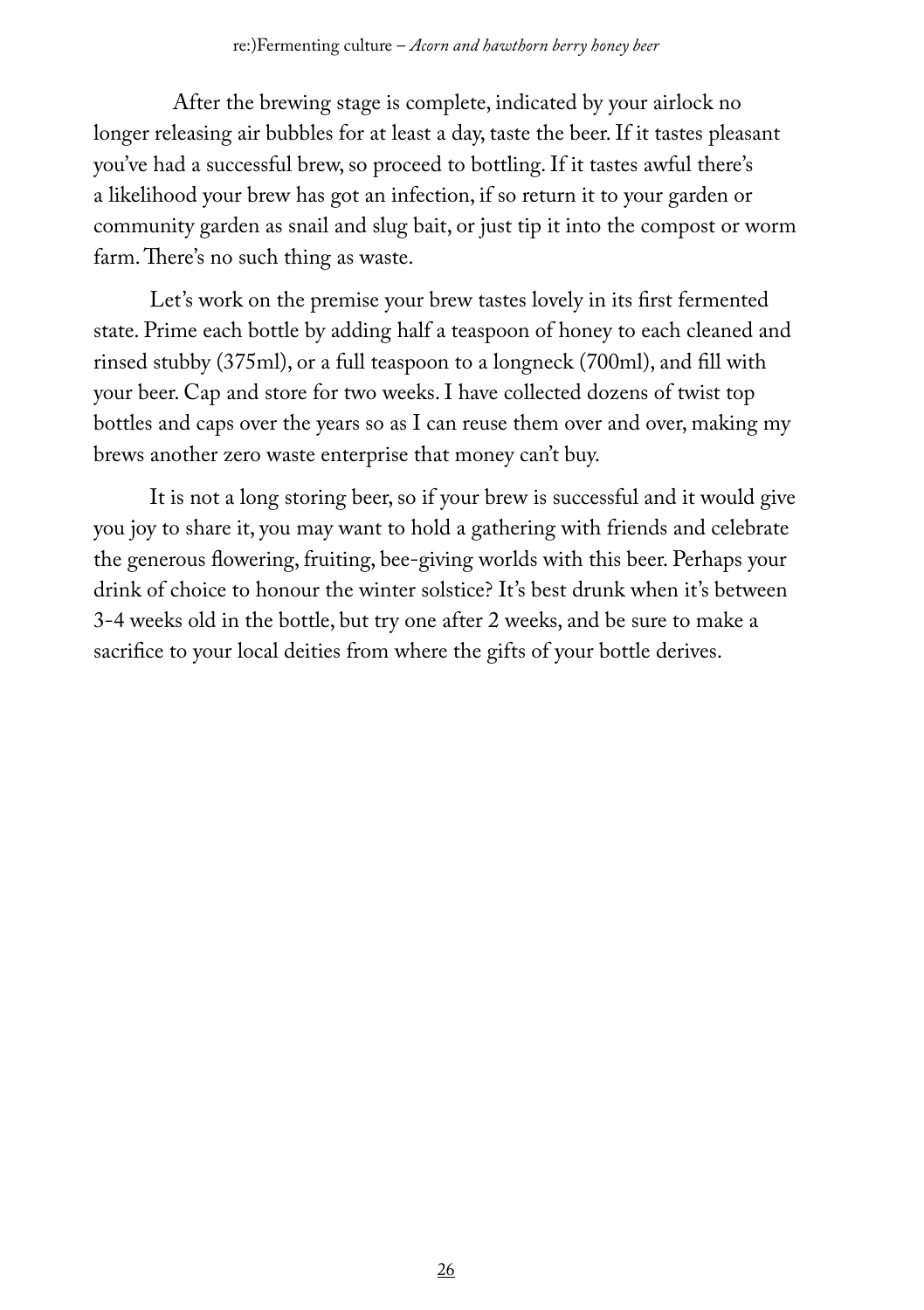After the brewing stage is complete, indicated by your airlock no longer releasing air bubbles for at least a day, taste the beer. If it tastes pleasant you've had a successful brew, so proceed to bottling. If it tastes awful there's a likelihood your brew has got an infection, if so return it to your garden or community garden as snail and slug bait, or just tip it into the compost or worm farm. There's no such thing as waste.

Let's work on the premise your brew tastes lovely in its first fermented state. Prime each bottle by adding half a teaspoon of honey to each cleaned and rinsed stubby (375ml), or a full teaspoon to a longneck (700ml), and fill with your beer. Cap and store for two weeks. I have collected dozens of twist top bottles and caps over the years so as I can reuse them over and over, making my brews another zero waste enterprise that money can't buy.

It is not a long storing beer, so if your brew is successful and it would give you joy to share it, you may want to hold a gathering with friends and celebrate the generous flowering, fruiting, bee-giving worlds with this beer. Perhaps your drink of choice to honour the winter solstice? It's best drunk when it's between 3-4 weeks old in the bottle, but try one after 2 weeks, and be sure to make a sacrifice to your local deities from where the gifts of your bottle derives.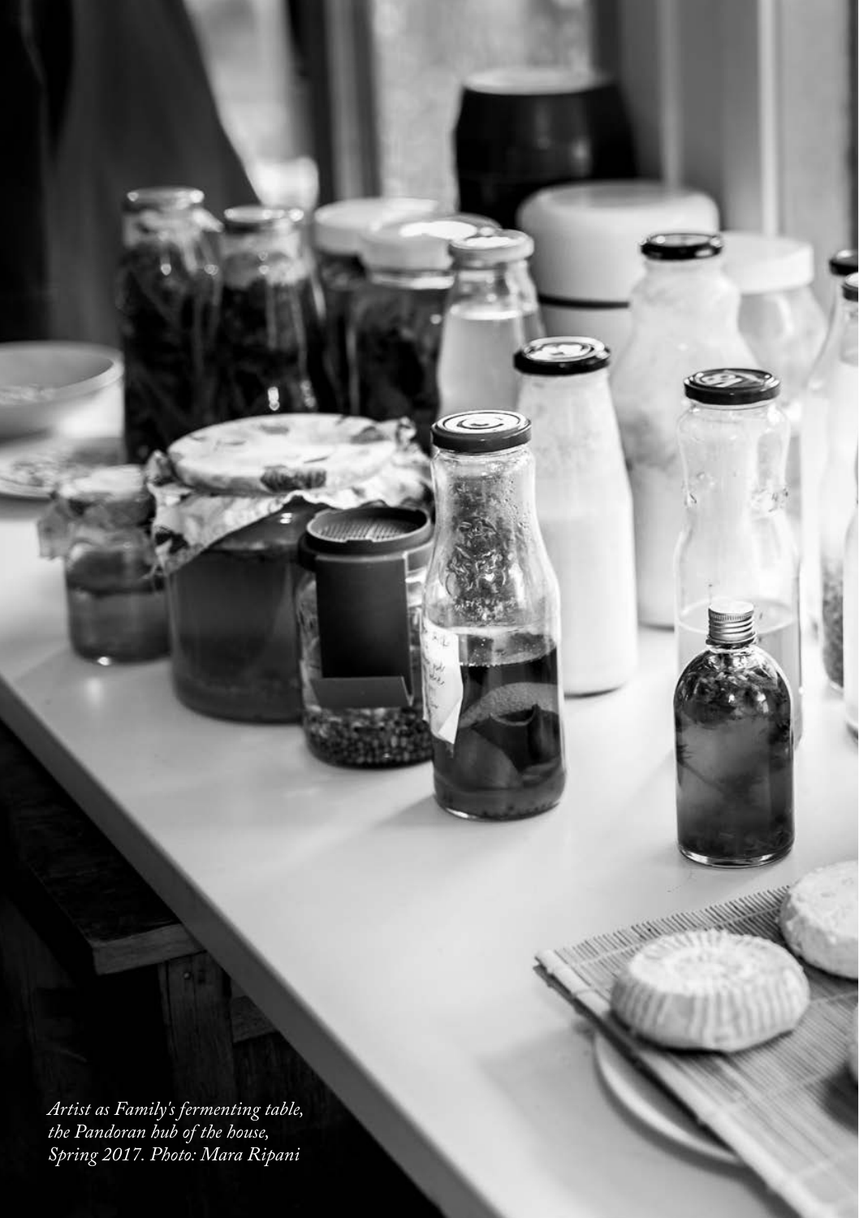*Artist as Family's fermenting table, the Pandoran hub of the house, Spring 2017. Photo: Mara Ripani*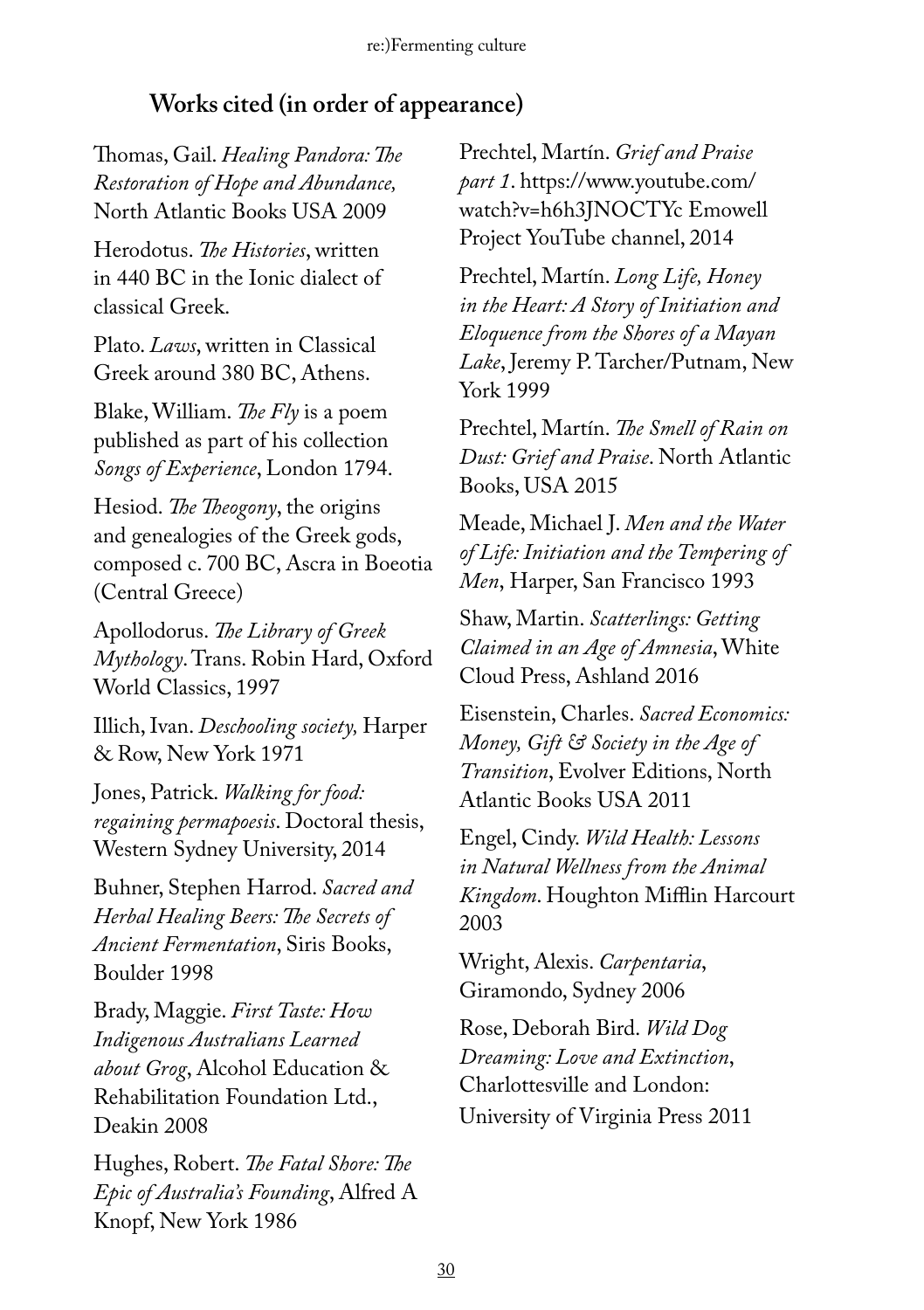## Works cited (in order of appearance)

Thomas, Gail. *Healing Pandora: The Restoration of Hope and Abundance,* North Atlantic Books USA 2009

Herodotus. *The Histories*, written in 440 BC in the Ionic dialect of classical Greek.

Plato. *Laws*, written in Classical Greek around 380 BC, Athens.

Blake, William. *The Fly* is a poem published as part of his collection *Songs of Experience*, London 1794.

Hesiod. *The Theogony*, the origins and genealogies of the Greek gods, composed c. 700 BC, Ascra in Boeotia (Central Greece)

Apollodorus. *The Library of Greek Mythology*. Trans. Robin Hard, Oxford World Classics, 1997

Illich, Ivan. *Deschooling society,* Harper & Row, New York 1971

Jones, Patrick. *Walking for food: regaining permapoesis*. Doctoral thesis, Western Sydney University, 2014

Buhner, Stephen Harrod. *Sacred and Herbal Healing Beers: The Secrets of Ancient Fermentation*, Siris Books, Boulder 1998

Brady, Maggie. *First Taste: How Indigenous Australians Learned about Grog*, Alcohol Education & Rehabilitation Foundation Ltd., Deakin 2008

Hughes, Robert. *The Fatal Shore: The Epic of Australia's Founding*, Alfred A Knopf, New York 1986

Prechtel, Martín. *Grief and Praise part 1*. https://www.youtube.com/watch?v=h6h3JNOCTYc Emowell Project YouTube channel, 2014

Prechtel, Martín. *Long Life, Honey in the Heart: A Story of Initiation and Eloquence from the Shores of a Mayan Lake*, Jeremy P. Tarcher/Putnam, New York 1999

Prechtel, Martín. *The Smell of Rain on Dust: Grief and Praise*. North Atlantic Books, USA 2015

Meade, Michael J. *Men and the Water of Life: Initiation and the Tempering of Men*, Harper, San Francisco 1993

Shaw, Martin. *Scatterlings: Getting Claimed in an Age of Amnesia*, White Cloud Press, Ashland 2016

Eisenstein, Charles. *Sacred Economics: Money, Gift & Society in the Age of Transition*, Evolver Editions, North Atlantic Books USA 2011

Engel, Cindy. *Wild Health: Lessons in Natural Wellness from the Animal Kingdom*. Houghton Mifflin Harcourt 2003

Wright, Alexis. *Carpentaria*, Giramondo, Sydney 2006

Rose, Deborah Bird. *Wild Dog Dreaming: Love and Extinction*, Charlottesville and London: University of Virginia Press 2011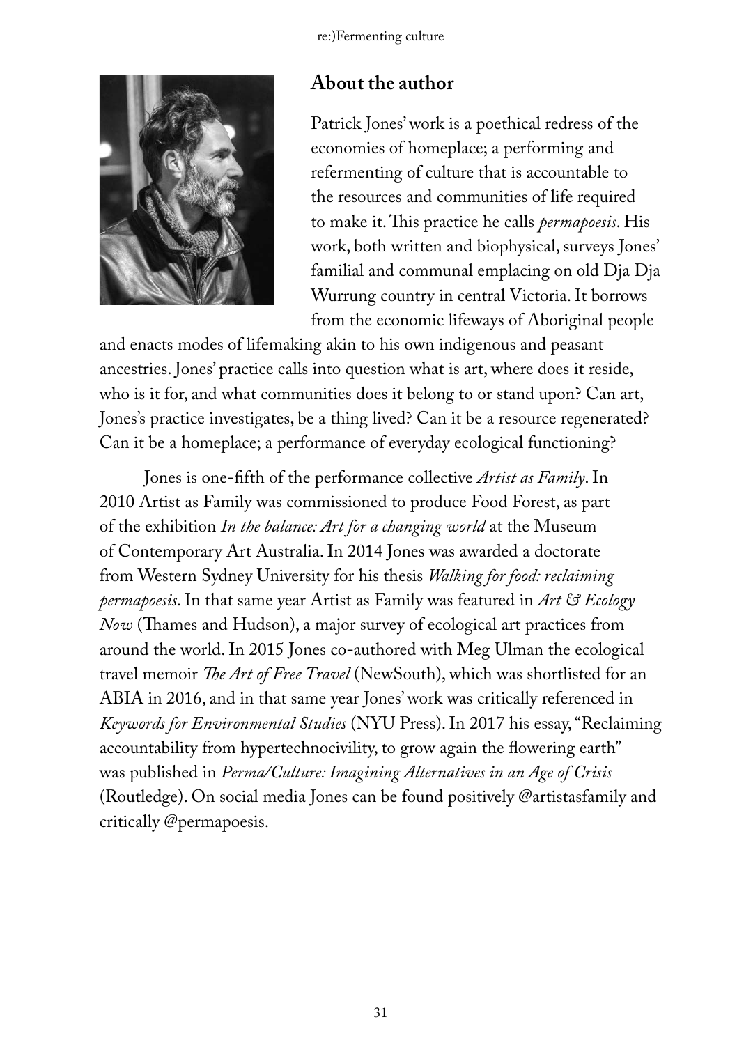## About the author

Patrick Jones' work is a poethical redress of the economies of homeplace; a performing and refermenting of culture that is accountable to the resources and communities of life required to make it. This practice he calls *permapoesis*. His work, both written and biophysical, surveys Jones' familial and communal emplacing on old Dja Dja Wurrung country in central Victoria. It borrows from the economic lifeways of Aboriginal people and enacts modes of lifemaking akin to his own indigenous and peasant ancestries. Jones' practice calls into question what is art, where does it reside, who is it for, and what communities does it belong to or stand upon? Can art, Jones's practice investigates, be a thing lived? Can it be a resource regenerated? Can it be a homeplace; a performance of everyday ecological functioning?

Jones is one-fifth of the performance collective *Artist as Family*. In 2010 Artist as Family was commissioned to produce Food Forest, as part of the exhibition *In the balance: Art for a changing world* at the Museum of Contemporary Art Australia. In 2014 Jones was awarded a doctorate from Western Sydney University for his thesis *Walking for food: reclaiming permapoesis*. In that same year Artist as Family was featured in *Art & Ecology Now* (Thames and Hudson), a major survey of ecological art practices from around the world. In 2015 Jones co-authored with Meg Ulman the ecological travel memoir *The Art of Free Travel* (NewSouth), which was shortlisted for an ABIA in 2016, and in that same year Jones' work was critically referenced in *Keywords for Environmental Studies* (NYU Press). In 2017 his essay, "Reclaiming accountability from hypertechnocivility, to grow again the flowering earth" was published in *Perma/Culture: Imagining Alternatives in an Age of Crisis* (Routledge). On social media Jones can be found positively @artistasfamily and critically @permapoesis.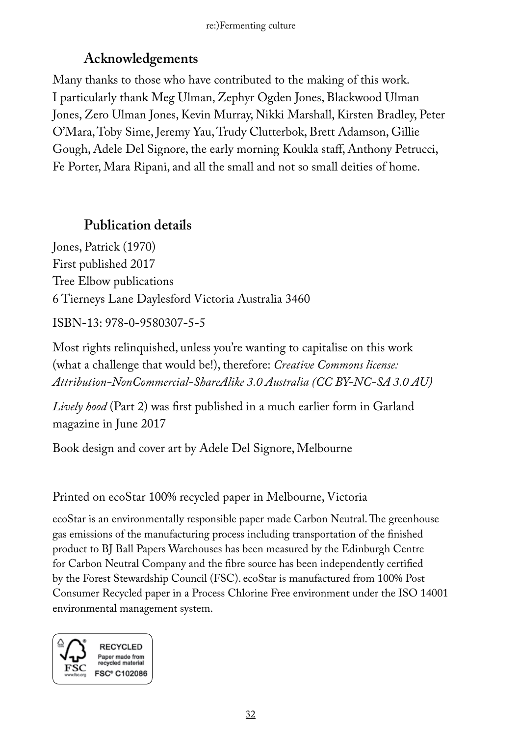## Acknowledgements

Many thanks to those who have contributed to the making of this work. I particularly thank Meg Ulman, Zephyr Ogden Jones, Blackwood Ulman Jones, Zero Ulman Jones, Kevin Murray, Nikki Marshall, Kirsten Bradley, Peter O'Mara, Toby Sime, Jeremy Yau, Trudy Clutterbok, Brett Adamson, Gillie Gough, Adele Del Signore, the early morning Koukla staff, Anthony Petrucci, Fe Porter, Mara Ripani, and all the small and not so small deities of home.

## Publication details

Jones, Patrick (1970)
First published 2017
Tree Elbow publications
6 Tierneys Lane Daylesford Victoria Australia 3460

ISBN-13: 978-0-9580307-5-5

Most rights relinquished, unless you're wanting to capitalise on this work (what a challenge that would be!), therefore: *Creative Commons license: Attribution-NonCommercial-ShareAlike 3.0 Australia (CC BY-NC-SA 3.0 AU)*

*Lively hood* (Part 2) was first published in a much earlier form in Garland magazine in June 2017

Book design and cover art by Adele Del Signore, Melbourne

Printed on ecoStar 100% recycled paper in Melbourne, Victoria

ecoStar is an environmentally responsible paper made Carbon Neutral. The greenhouse gas emissions of the manufacturing process including transportation of the finished product to BJ Ball Papers Warehouses has been measured by the Edinburgh Centre for Carbon Neutral Company and the fibre source has been independently certified by the Forest Stewardship Council (FSC). ecoStar is manufactured from 100% Post Consumer Recycled paper in a Process Chlorine Free environment under the ISO 14001 environmental management system.

FSC
www.fsc.org
RECYCLED
Paper made from recycled material
FSC® C102086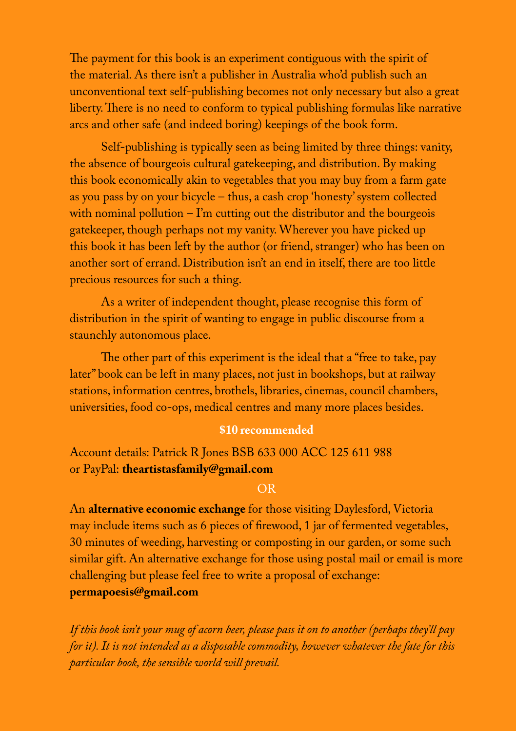The payment for this book is an experiment contiguous with the spirit of the material. As there isn't a publisher in Australia who'd publish such an unconventional text self-publishing becomes not only necessary but also a great liberty. There is no need to conform to typical publishing formulas like narrative arcs and other safe (and indeed boring) keepings of the book form.

Self-publishing is typically seen as being limited by three things: vanity, the absence of bourgeois cultural gatekeeping, and distribution. By making this book economically akin to vegetables that you may buy from a farm gate as you pass by on your bicycle – thus, a cash crop 'honesty' system collected with nominal pollution – I'm cutting out the distributor and the bourgeois gatekeeper, though perhaps not my vanity. Wherever you have picked up this book it has been left by the author (or friend, stranger) who has been on another sort of errand. Distribution isn't an end in itself, there are too little precious resources for such a thing.

As a writer of independent thought, please recognise this form of distribution in the spirit of wanting to engage in public discourse from a staunchly autonomous place.

The other part of this experiment is the ideal that a "free to take, pay later" book can be left in many places, not just in bookshops, but at railway stations, information centres, brothels, libraries, cinemas, council chambers, universities, food co-ops, medical centres and many more places besides.

**$10 recommended**

Account details: Patrick R Jones BSB 633 000 ACC 125 611 988
or PayPal: **theartistasfamily@gmail.com**

OR

An **alternative economic exchange** for those visiting Daylesford, Victoria may include items such as 6 pieces of firewood, 1 jar of fermented vegetables, 30 minutes of weeding, harvesting or composting in our garden, or some such similar gift. An alternative exchange for those using postal mail or email is more challenging but please feel free to write a proposal of exchange:
**permapoesis@gmail.com**

*If this book isn't your mug of acorn beer, please pass it on to another (perhaps they'll pay for it). It is not intended as a disposable commodity, however whatever the fate for this particular book, the sensible world will prevail.*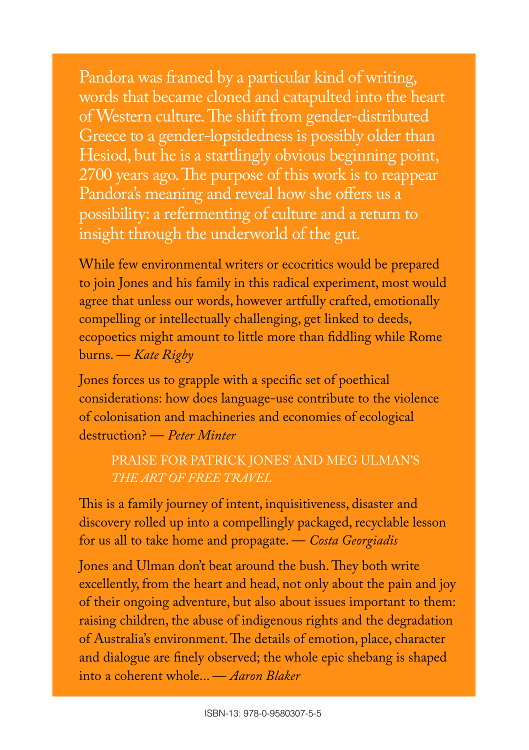Pandora was framed by a particular kind of writing, words that became cloned and catapulted into the heart of Western culture. The shift from gender-distributed Greece to a gender-lopsidedness is possibly older than Hesiod, but he is a startlingly obvious beginning point, 2700 years ago. The purpose of this work is to reappear Pandora's meaning and reveal how she offers us a possibility: a refermenting of culture and a return to insight through the underworld of the gut.

While few environmental writers or ecocritics would be prepared to join Jones and his family in this radical experiment, most would agree that unless our words, however artfully crafted, emotionally compelling or intellectually challenging, get linked to deeds, ecopoetics might amount to little more than fiddling while Rome burns. — *Kate Rigby*

Jones forces us to grapple with a specific set of poethical considerations: how does language-use contribute to the violence of colonisation and machineries and economies of ecological destruction? — *Peter Minter*

PRAISE FOR PATRICK JONES' AND MEG ULMAN'S *THE ART OF FREE TRAVEL*

This is a family journey of intent, inquisitiveness, disaster and discovery rolled up into a compellingly packaged, recyclable lesson for us all to take home and propagate. — *Costa Georgiadis*

Jones and Ulman don't beat around the bush. They both write excellently, from the heart and head, not only about the pain and joy of their ongoing adventure, but also about issues important to them: raising children, the abuse of indigenous rights and the degradation of Australia's environment. The details of emotion, place, character and dialogue are finely observed; the whole epic shebang is shaped into a coherent whole... — *Aaron Blaker*

ISBN-13: 978-0-9580307-5-5